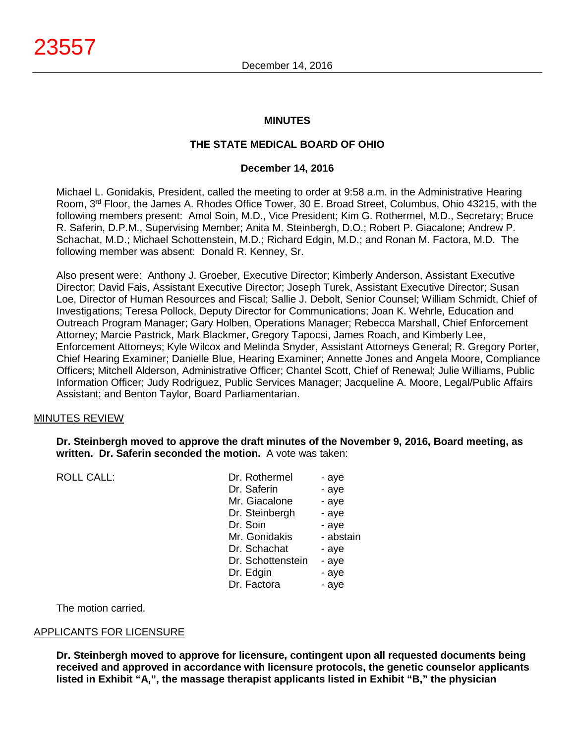# MINUTES

## THE STATE MEDICAL BOARD OF OHIO

### December 14, 2016

Michael L. Gonidakis, President, called the meeting to order at 9:58 a.m. in the Administrative Hearing Room, 3rd Floor, the James A. Rhodes Office Tower, 30 E. Broad Street, Columbus, Ohio 43215, with the following members present: Amol Soin, M.D., Vice President; Kim G. Rothermel, M.D., Secretary; Bruce R. Saferin, D.P.M., Supervising Member; Anita M. Steinbergh, D.O.; Robert P. Giacalone; Andrew P. Schachat, M.D.; Michael Schottenstein, M.D.; Richard Edgin, M.D.; and Ronan M. Factora, M.D. The following member was absent: Donald R. Kenney, Sr.

Also present were: Anthony J. Groeber, Executive Director; Kimberly Anderson, Assistant Executive Director; David Fais, Assistant Executive Director; Joseph Turek, Assistant Executive Director; Susan Loe, Director of Human Resources and Fiscal; Sallie J. Debolt, Senior Counsel; William Schmidt, Chief of Investigations; Teresa Pollock, Deputy Director for Communications; Joan K. Wehrle, Education and Outreach Program Manager; Gary Holben, Operations Manager; Rebecca Marshall, Chief Enforcement Attorney; Marcie Pastrick, Mark Blackmer, Gregory Tapocsi, James Roach, and Kimberly Lee, Enforcement Attorneys; Kyle Wilcox and Melinda Snyder, Assistant Attorneys General; R. Gregory Porter, Chief Hearing Examiner; Danielle Blue, Hearing Examiner; Annette Jones and Angela Moore, Compliance Officers; Mitchell Alderson, Administrative Officer; Chantel Scott, Chief of Renewal; Julie Williams, Public Information Officer; Judy Rodriguez, Public Services Manager; Jacqueline A. Moore, Legal/Public Affairs Assistant; and Benton Taylor, Board Parliamentarian.

MINUTES REVIEW

**Dr. Steinbergh moved to approve the draft minutes of the November 9, 2016, Board meeting, as written. Dr. Saferin seconded the motion.** A vote was taken:

| ROLL CALL: | | |
|---|---|---|
| | Dr. Rothermel | - aye |
| | Dr. Saferin | - aye |
| | Mr. Giacalone | - aye |
| | Dr. Steinbergh | - aye |
| | Dr. Soin | - aye |
| | Mr. Gonidakis | - abstain |
| | Dr. Schachat | - aye |
| | Dr. Schottenstein | - aye |
| | Dr. Edgin | - aye |
| | Dr. Factora | - aye |

The motion carried.

APPLICANTS FOR LICENSURE

**Dr. Steinbergh moved to approve for licensure, contingent upon all requested documents being received and approved in accordance with licensure protocols, the genetic counselor applicants listed in Exhibit "A,", the massage therapist applicants listed in Exhibit "B," the physician**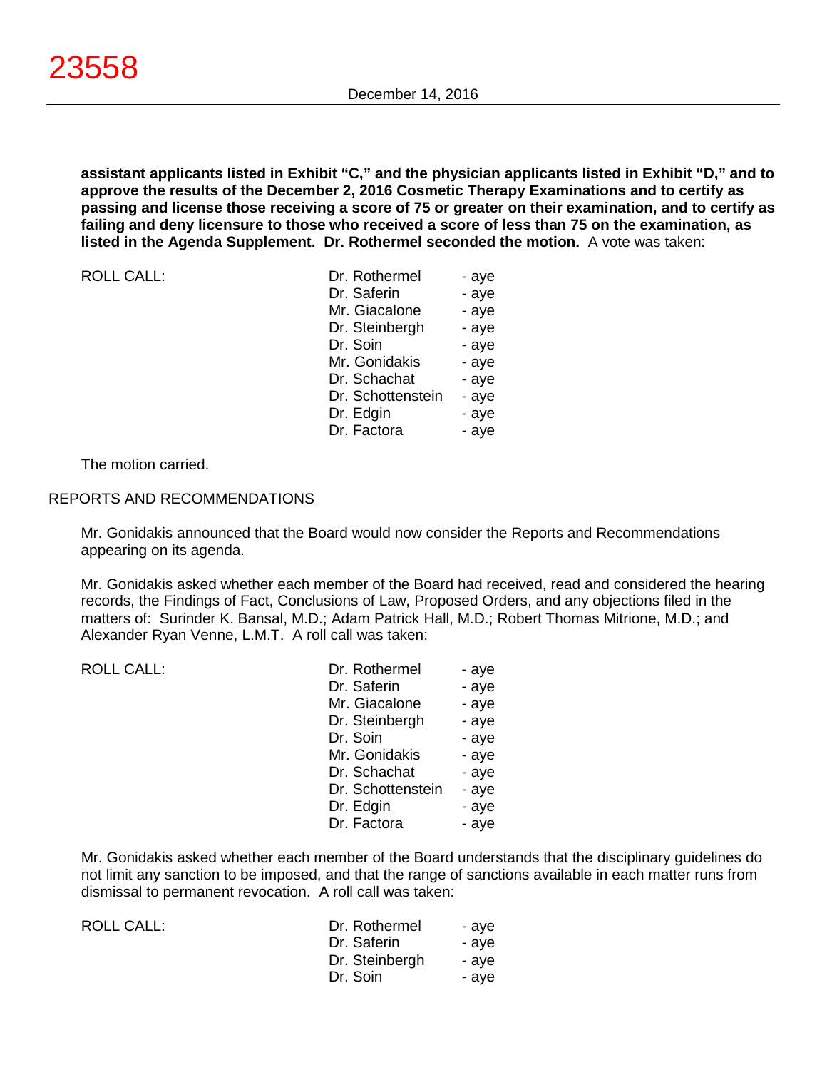**assistant applicants listed in Exhibit "C," and the physician applicants listed in Exhibit "D," and to approve the results of the December 2, 2016 Cosmetic Therapy Examinations and to certify as passing and license those receiving a score of 75 or greater on their examination, and to certify as failing and deny licensure to those who received a score of less than 75 on the examination, as listed in the Agenda Supplement. Dr. Rothermel seconded the motion.** A vote was taken:

| ROLL CALL: | Dr. Rothermel | - aye |
|---|---|---|
| | Dr. Saferin | - aye |
| | Mr. Giacalone | - aye |
| | Dr. Steinbergh | - aye |
| | Dr. Soin | - aye |
| | Mr. Gonidakis | - aye |
| | Dr. Schachat | - aye |
| | Dr. Schottenstein | - aye |
| | Dr. Edgin | - aye |
| | Dr. Factora | - aye |

The motion carried.

## REPORTS AND RECOMMENDATIONS

Mr. Gonidakis announced that the Board would now consider the Reports and Recommendations appearing on its agenda.

Mr. Gonidakis asked whether each member of the Board had received, read and considered the hearing records, the Findings of Fact, Conclusions of Law, Proposed Orders, and any objections filed in the matters of: Surinder K. Bansal, M.D.; Adam Patrick Hall, M.D.; Robert Thomas Mitrione, M.D.; and Alexander Ryan Venne, L.M.T. A roll call was taken:

| ROLL CALL: | Dr. Rothermel | - aye |
|---|---|---|
| | Dr. Saferin | - aye |
| | Mr. Giacalone | - aye |
| | Dr. Steinbergh | - aye |
| | Dr. Soin | - aye |
| | Mr. Gonidakis | - aye |
| | Dr. Schachat | - aye |
| | Dr. Schottenstein | - aye |
| | Dr. Edgin | - aye |
| | Dr. Factora | - aye |

Mr. Gonidakis asked whether each member of the Board understands that the disciplinary guidelines do not limit any sanction to be imposed, and that the range of sanctions available in each matter runs from dismissal to permanent revocation. A roll call was taken:

| ROLL CALL: | Dr. Rothermel | - aye |
|---|---|---|
| | Dr. Saferin | - aye |
| | Dr. Steinbergh | - aye |
| | Dr. Soin | - aye |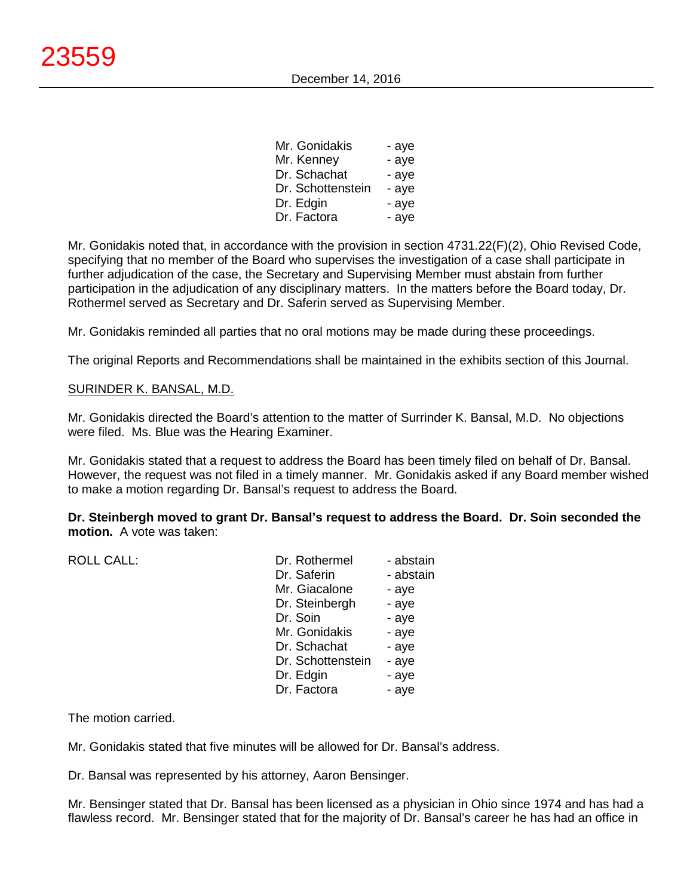| | |
|---|---|
| Mr. Gonidakis | - aye |
| Mr. Kenney | - aye |
| Dr. Schachat | - aye |
| Dr. Schottenstein | - aye |
| Dr. Edgin | - aye |
| Dr. Factora | - aye |

Mr. Gonidakis noted that, in accordance with the provision in section 4731.22(F)(2), Ohio Revised Code, specifying that no member of the Board who supervises the investigation of a case shall participate in further adjudication of the case, the Secretary and Supervising Member must abstain from further participation in the adjudication of any disciplinary matters. In the matters before the Board today, Dr. Rothermel served as Secretary and Dr. Saferin served as Supervising Member.

Mr. Gonidakis reminded all parties that no oral motions may be made during these proceedings.

The original Reports and Recommendations shall be maintained in the exhibits section of this Journal.

SURINDER K. BANSAL, M.D.

Mr. Gonidakis directed the Board's attention to the matter of Surrinder K. Bansal, M.D. No objections were filed. Ms. Blue was the Hearing Examiner.

Mr. Gonidakis stated that a request to address the Board has been timely filed on behalf of Dr. Bansal. However, the request was not filed in a timely manner. Mr. Gonidakis asked if any Board member wished to make a motion regarding Dr. Bansal's request to address the Board.

**Dr. Steinbergh moved to grant Dr. Bansal's request to address the Board. Dr. Soin seconded the motion.** A vote was taken:

| ROLL CALL: | | |
|---|---|---|
| | Dr. Rothermel | - abstain |
| | Dr. Saferin | - abstain |
| | Mr. Giacalone | - aye |
| | Dr. Steinbergh | - aye |
| | Dr. Soin | - aye |
| | Mr. Gonidakis | - aye |
| | Dr. Schachat | - aye |
| | Dr. Schottenstein | - aye |
| | Dr. Edgin | - aye |
| | Dr. Factora | - aye |

The motion carried.

Mr. Gonidakis stated that five minutes will be allowed for Dr. Bansal's address.

Dr. Bansal was represented by his attorney, Aaron Bensinger.

Mr. Bensinger stated that Dr. Bansal has been licensed as a physician in Ohio since 1974 and has had a flawless record. Mr. Bensinger stated that for the majority of Dr. Bansal's career he has had an office in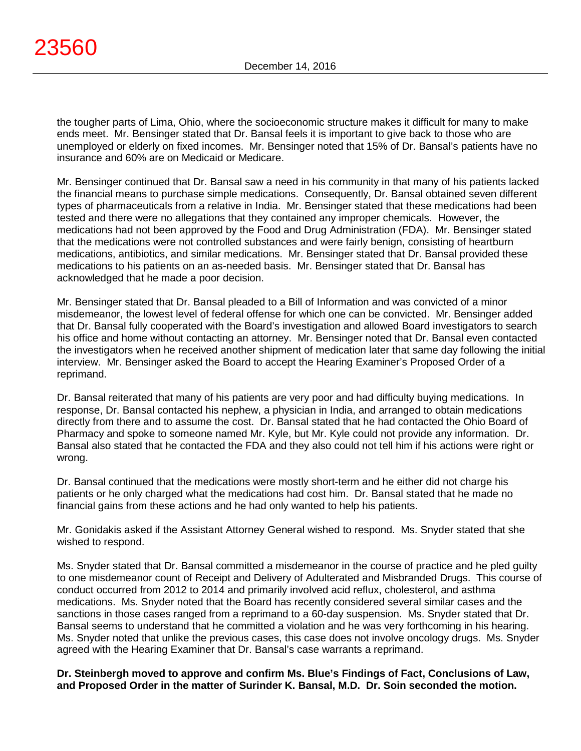the tougher parts of Lima, Ohio, where the socioeconomic structure makes it difficult for many to make ends meet. Mr. Bensinger stated that Dr. Bansal feels it is important to give back to those who are unemployed or elderly on fixed incomes. Mr. Bensinger noted that 15% of Dr. Bansal's patients have no insurance and 60% are on Medicaid or Medicare.

Mr. Bensinger continued that Dr. Bansal saw a need in his community in that many of his patients lacked the financial means to purchase simple medications. Consequently, Dr. Bansal obtained seven different types of pharmaceuticals from a relative in India. Mr. Bensinger stated that these medications had been tested and there were no allegations that they contained any improper chemicals. However, the medications had not been approved by the Food and Drug Administration (FDA). Mr. Bensinger stated that the medications were not controlled substances and were fairly benign, consisting of heartburn medications, antibiotics, and similar medications. Mr. Bensinger stated that Dr. Bansal provided these medications to his patients on an as-needed basis. Mr. Bensinger stated that Dr. Bansal has acknowledged that he made a poor decision.

Mr. Bensinger stated that Dr. Bansal pleaded to a Bill of Information and was convicted of a minor misdemeanor, the lowest level of federal offense for which one can be convicted. Mr. Bensinger added that Dr. Bansal fully cooperated with the Board's investigation and allowed Board investigators to search his office and home without contacting an attorney. Mr. Bensinger noted that Dr. Bansal even contacted the investigators when he received another shipment of medication later that same day following the initial interview. Mr. Bensinger asked the Board to accept the Hearing Examiner's Proposed Order of a reprimand.

Dr. Bansal reiterated that many of his patients are very poor and had difficulty buying medications. In response, Dr. Bansal contacted his nephew, a physician in India, and arranged to obtain medications directly from there and to assume the cost. Dr. Bansal stated that he had contacted the Ohio Board of Pharmacy and spoke to someone named Mr. Kyle, but Mr. Kyle could not provide any information. Dr. Bansal also stated that he contacted the FDA and they also could not tell him if his actions were right or wrong.

Dr. Bansal continued that the medications were mostly short-term and he either did not charge his patients or he only charged what the medications had cost him. Dr. Bansal stated that he made no financial gains from these actions and he had only wanted to help his patients.

Mr. Gonidakis asked if the Assistant Attorney General wished to respond. Ms. Snyder stated that she wished to respond.

Ms. Snyder stated that Dr. Bansal committed a misdemeanor in the course of practice and he pled guilty to one misdemeanor count of Receipt and Delivery of Adulterated and Misbranded Drugs. This course of conduct occurred from 2012 to 2014 and primarily involved acid reflux, cholesterol, and asthma medications. Ms. Snyder noted that the Board has recently considered several similar cases and the sanctions in those cases ranged from a reprimand to a 60-day suspension. Ms. Snyder stated that Dr. Bansal seems to understand that he committed a violation and he was very forthcoming in his hearing. Ms. Snyder noted that unlike the previous cases, this case does not involve oncology drugs. Ms. Snyder agreed with the Hearing Examiner that Dr. Bansal's case warrants a reprimand.

**Dr. Steinbergh moved to approve and confirm Ms. Blue's Findings of Fact, Conclusions of Law, and Proposed Order in the matter of Surinder K. Bansal, M.D. Dr. Soin seconded the motion.**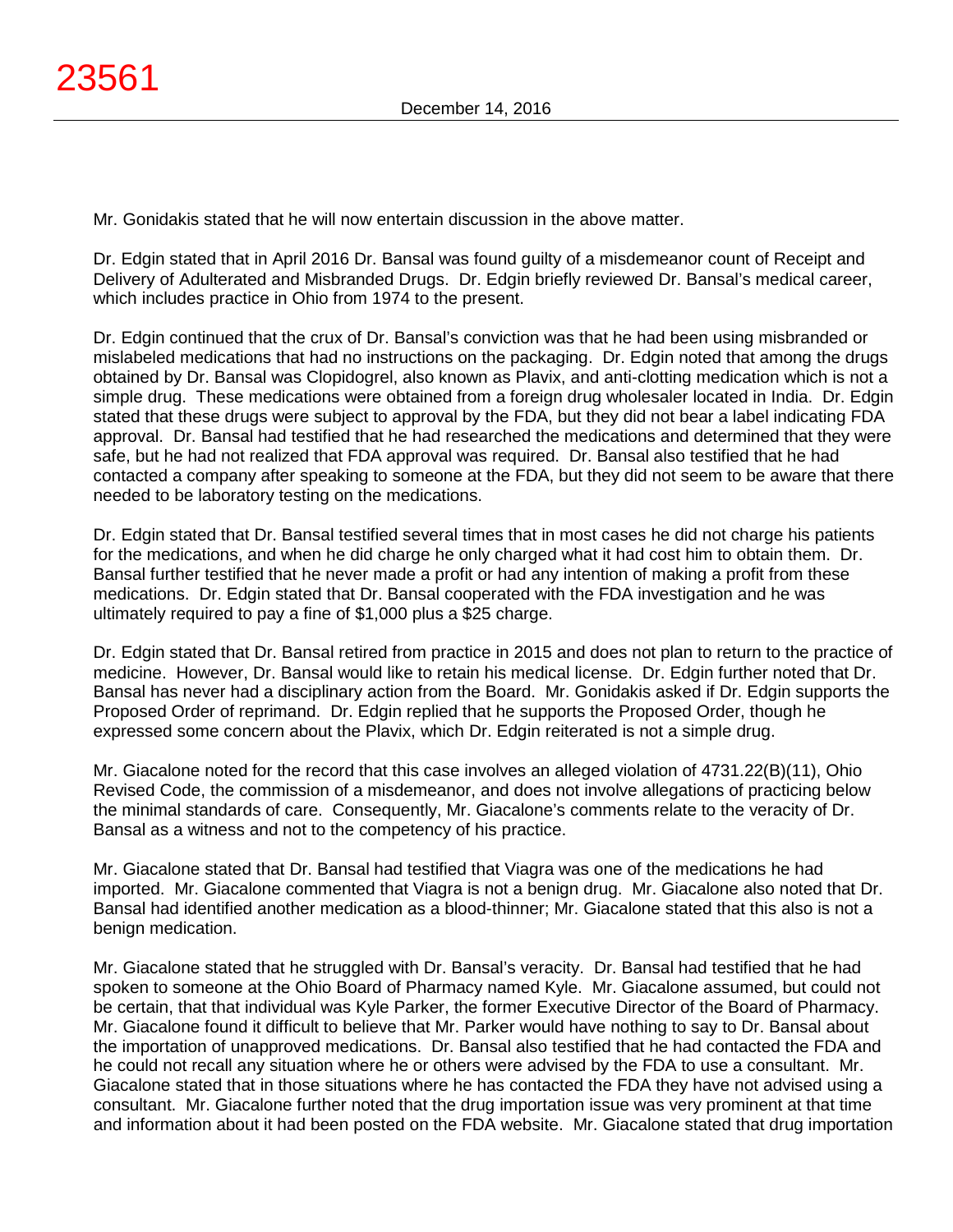Mr. Gonidakis stated that he will now entertain discussion in the above matter.

Dr. Edgin stated that in April 2016 Dr. Bansal was found guilty of a misdemeanor count of Receipt and Delivery of Adulterated and Misbranded Drugs. Dr. Edgin briefly reviewed Dr. Bansal's medical career, which includes practice in Ohio from 1974 to the present.

Dr. Edgin continued that the crux of Dr. Bansal's conviction was that he had been using misbranded or mislabeled medications that had no instructions on the packaging. Dr. Edgin noted that among the drugs obtained by Dr. Bansal was Clopidogrel, also known as Plavix, and anti-clotting medication which is not a simple drug. These medications were obtained from a foreign drug wholesaler located in India. Dr. Edgin stated that these drugs were subject to approval by the FDA, but they did not bear a label indicating FDA approval. Dr. Bansal had testified that he had researched the medications and determined that they were safe, but he had not realized that FDA approval was required. Dr. Bansal also testified that he had contacted a company after speaking to someone at the FDA, but they did not seem to be aware that there needed to be laboratory testing on the medications.

Dr. Edgin stated that Dr. Bansal testified several times that in most cases he did not charge his patients for the medications, and when he did charge he only charged what it had cost him to obtain them. Dr. Bansal further testified that he never made a profit or had any intention of making a profit from these medications. Dr. Edgin stated that Dr. Bansal cooperated with the FDA investigation and he was ultimately required to pay a fine of $1,000 plus a $25 charge.

Dr. Edgin stated that Dr. Bansal retired from practice in 2015 and does not plan to return to the practice of medicine. However, Dr. Bansal would like to retain his medical license. Dr. Edgin further noted that Dr. Bansal has never had a disciplinary action from the Board. Mr. Gonidakis asked if Dr. Edgin supports the Proposed Order of reprimand. Dr. Edgin replied that he supports the Proposed Order, though he expressed some concern about the Plavix, which Dr. Edgin reiterated is not a simple drug.

Mr. Giacalone noted for the record that this case involves an alleged violation of 4731.22(B)(11), Ohio Revised Code, the commission of a misdemeanor, and does not involve allegations of practicing below the minimal standards of care. Consequently, Mr. Giacalone's comments relate to the veracity of Dr. Bansal as a witness and not to the competency of his practice.

Mr. Giacalone stated that Dr. Bansal had testified that Viagra was one of the medications he had imported. Mr. Giacalone commented that Viagra is not a benign drug. Mr. Giacalone also noted that Dr. Bansal had identified another medication as a blood-thinner; Mr. Giacalone stated that this also is not a benign medication.

Mr. Giacalone stated that he struggled with Dr. Bansal's veracity. Dr. Bansal had testified that he had spoken to someone at the Ohio Board of Pharmacy named Kyle. Mr. Giacalone assumed, but could not be certain, that that individual was Kyle Parker, the former Executive Director of the Board of Pharmacy. Mr. Giacalone found it difficult to believe that Mr. Parker would have nothing to say to Dr. Bansal about the importation of unapproved medications. Dr. Bansal also testified that he had contacted the FDA and he could not recall any situation where he or others were advised by the FDA to use a consultant. Mr. Giacalone stated that in those situations where he has contacted the FDA they have not advised using a consultant. Mr. Giacalone further noted that the drug importation issue was very prominent at that time and information about it had been posted on the FDA website. Mr. Giacalone stated that drug importation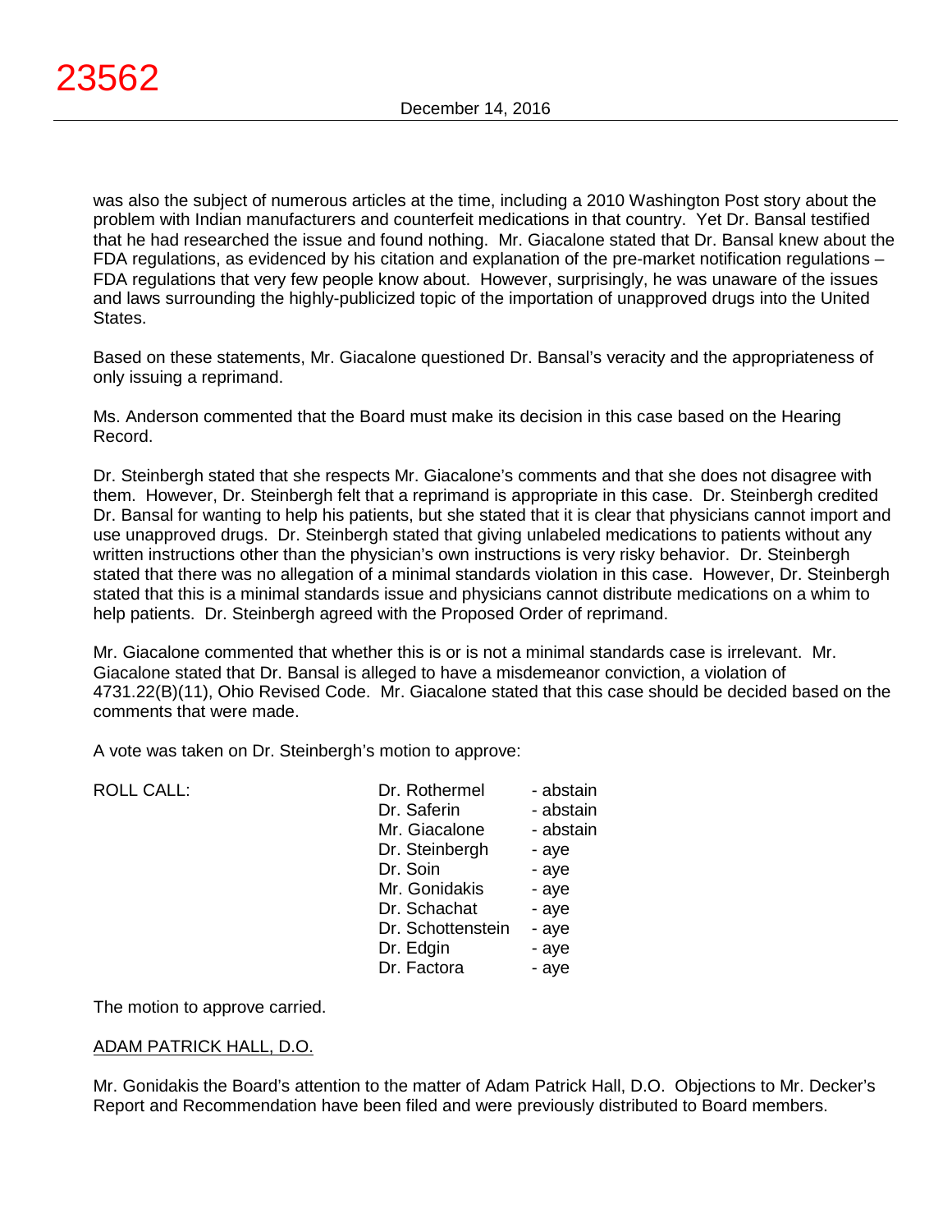was also the subject of numerous articles at the time, including a 2010 Washington Post story about the problem with Indian manufacturers and counterfeit medications in that country. Yet Dr. Bansal testified that he had researched the issue and found nothing. Mr. Giacalone stated that Dr. Bansal knew about the FDA regulations, as evidenced by his citation and explanation of the pre-market notification regulations – FDA regulations that very few people know about. However, surprisingly, he was unaware of the issues and laws surrounding the highly-publicized topic of the importation of unapproved drugs into the United States.

Based on these statements, Mr. Giacalone questioned Dr. Bansal's veracity and the appropriateness of only issuing a reprimand.

Ms. Anderson commented that the Board must make its decision in this case based on the Hearing Record.

Dr. Steinbergh stated that she respects Mr. Giacalone's comments and that she does not disagree with them. However, Dr. Steinbergh felt that a reprimand is appropriate in this case. Dr. Steinbergh credited Dr. Bansal for wanting to help his patients, but she stated that it is clear that physicians cannot import and use unapproved drugs. Dr. Steinbergh stated that giving unlabeled medications to patients without any written instructions other than the physician's own instructions is very risky behavior. Dr. Steinbergh stated that there was no allegation of a minimal standards violation in this case. However, Dr. Steinbergh stated that this is a minimal standards issue and physicians cannot distribute medications on a whim to help patients. Dr. Steinbergh agreed with the Proposed Order of reprimand.

Mr. Giacalone commented that whether this is or is not a minimal standards case is irrelevant. Mr. Giacalone stated that Dr. Bansal is alleged to have a misdemeanor conviction, a violation of 4731.22(B)(11), Ohio Revised Code. Mr. Giacalone stated that this case should be decided based on the comments that were made.

A vote was taken on Dr. Steinbergh's motion to approve:

| ROLL CALL: | | |
|---|---|---|
| | Dr. Rothermel | - abstain |
| | Dr. Saferin | - abstain |
| | Mr. Giacalone | - abstain |
| | Dr. Steinbergh | - aye |
| | Dr. Soin | - aye |
| | Mr. Gonidakis | - aye |
| | Dr. Schachat | - aye |
| | Dr. Schottenstein | - aye |
| | Dr. Edgin | - aye |
| | Dr. Factora | - aye |

The motion to approve carried.

ADAM PATRICK HALL, D.O.

Mr. Gonidakis the Board's attention to the matter of Adam Patrick Hall, D.O. Objections to Mr. Decker's Report and Recommendation have been filed and were previously distributed to Board members.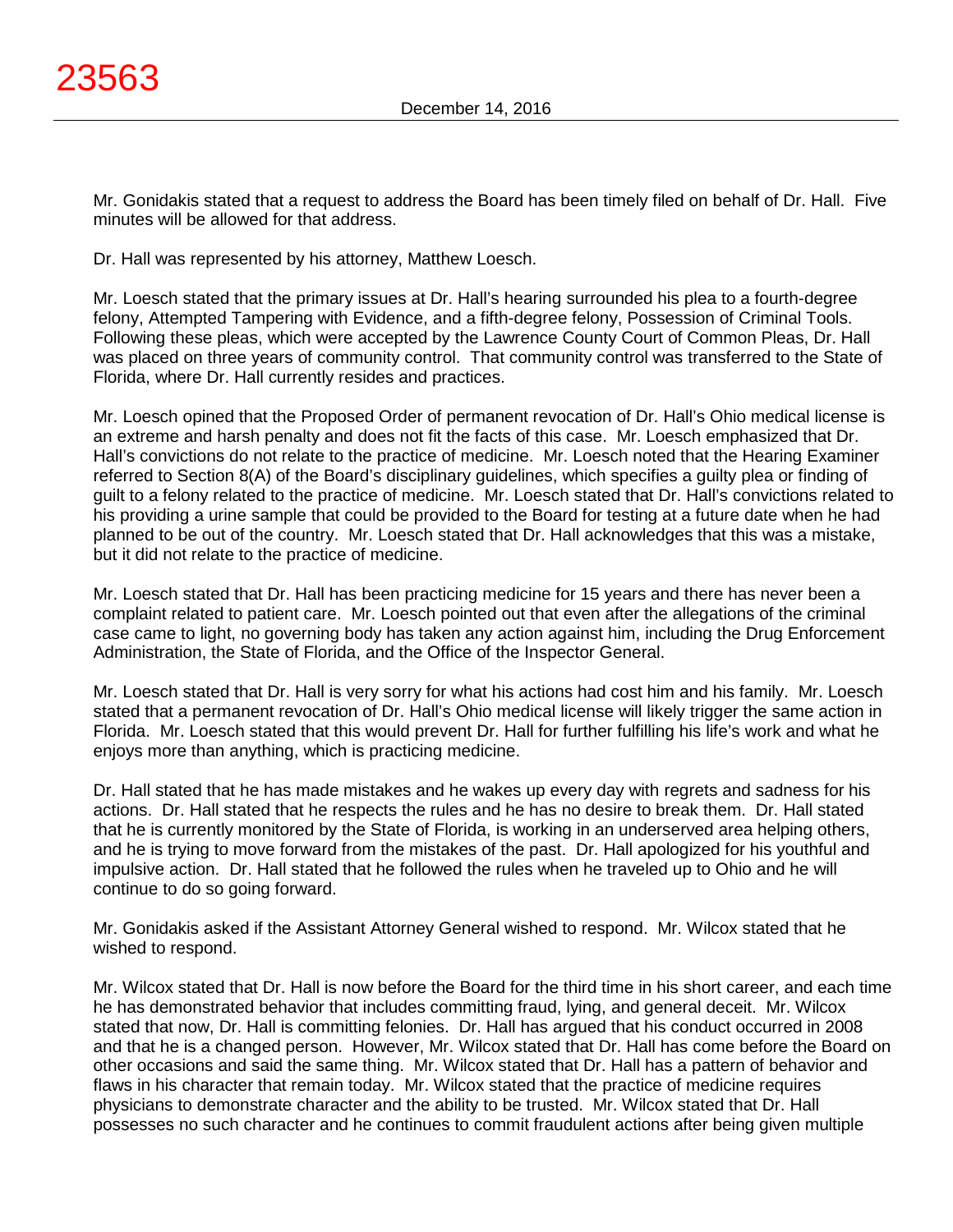Mr. Gonidakis stated that a request to address the Board has been timely filed on behalf of Dr. Hall. Five minutes will be allowed for that address.

Dr. Hall was represented by his attorney, Matthew Loesch.

Mr. Loesch stated that the primary issues at Dr. Hall's hearing surrounded his plea to a fourth-degree felony, Attempted Tampering with Evidence, and a fifth-degree felony, Possession of Criminal Tools. Following these pleas, which were accepted by the Lawrence County Court of Common Pleas, Dr. Hall was placed on three years of community control. That community control was transferred to the State of Florida, where Dr. Hall currently resides and practices.

Mr. Loesch opined that the Proposed Order of permanent revocation of Dr. Hall's Ohio medical license is an extreme and harsh penalty and does not fit the facts of this case. Mr. Loesch emphasized that Dr. Hall's convictions do not relate to the practice of medicine. Mr. Loesch noted that the Hearing Examiner referred to Section 8(A) of the Board's disciplinary guidelines, which specifies a guilty plea or finding of guilt to a felony related to the practice of medicine. Mr. Loesch stated that Dr. Hall's convictions related to his providing a urine sample that could be provided to the Board for testing at a future date when he had planned to be out of the country. Mr. Loesch stated that Dr. Hall acknowledges that this was a mistake, but it did not relate to the practice of medicine.

Mr. Loesch stated that Dr. Hall has been practicing medicine for 15 years and there has never been a complaint related to patient care. Mr. Loesch pointed out that even after the allegations of the criminal case came to light, no governing body has taken any action against him, including the Drug Enforcement Administration, the State of Florida, and the Office of the Inspector General.

Mr. Loesch stated that Dr. Hall is very sorry for what his actions had cost him and his family. Mr. Loesch stated that a permanent revocation of Dr. Hall's Ohio medical license will likely trigger the same action in Florida. Mr. Loesch stated that this would prevent Dr. Hall for further fulfilling his life's work and what he enjoys more than anything, which is practicing medicine.

Dr. Hall stated that he has made mistakes and he wakes up every day with regrets and sadness for his actions. Dr. Hall stated that he respects the rules and he has no desire to break them. Dr. Hall stated that he is currently monitored by the State of Florida, is working in an underserved area helping others, and he is trying to move forward from the mistakes of the past. Dr. Hall apologized for his youthful and impulsive action. Dr. Hall stated that he followed the rules when he traveled up to Ohio and he will continue to do so going forward.

Mr. Gonidakis asked if the Assistant Attorney General wished to respond. Mr. Wilcox stated that he wished to respond.

Mr. Wilcox stated that Dr. Hall is now before the Board for the third time in his short career, and each time he has demonstrated behavior that includes committing fraud, lying, and general deceit. Mr. Wilcox stated that now, Dr. Hall is committing felonies. Dr. Hall has argued that his conduct occurred in 2008 and that he is a changed person. However, Mr. Wilcox stated that Dr. Hall has come before the Board on other occasions and said the same thing. Mr. Wilcox stated that Dr. Hall has a pattern of behavior and flaws in his character that remain today. Mr. Wilcox stated that the practice of medicine requires physicians to demonstrate character and the ability to be trusted. Mr. Wilcox stated that Dr. Hall possesses no such character and he continues to commit fraudulent actions after being given multiple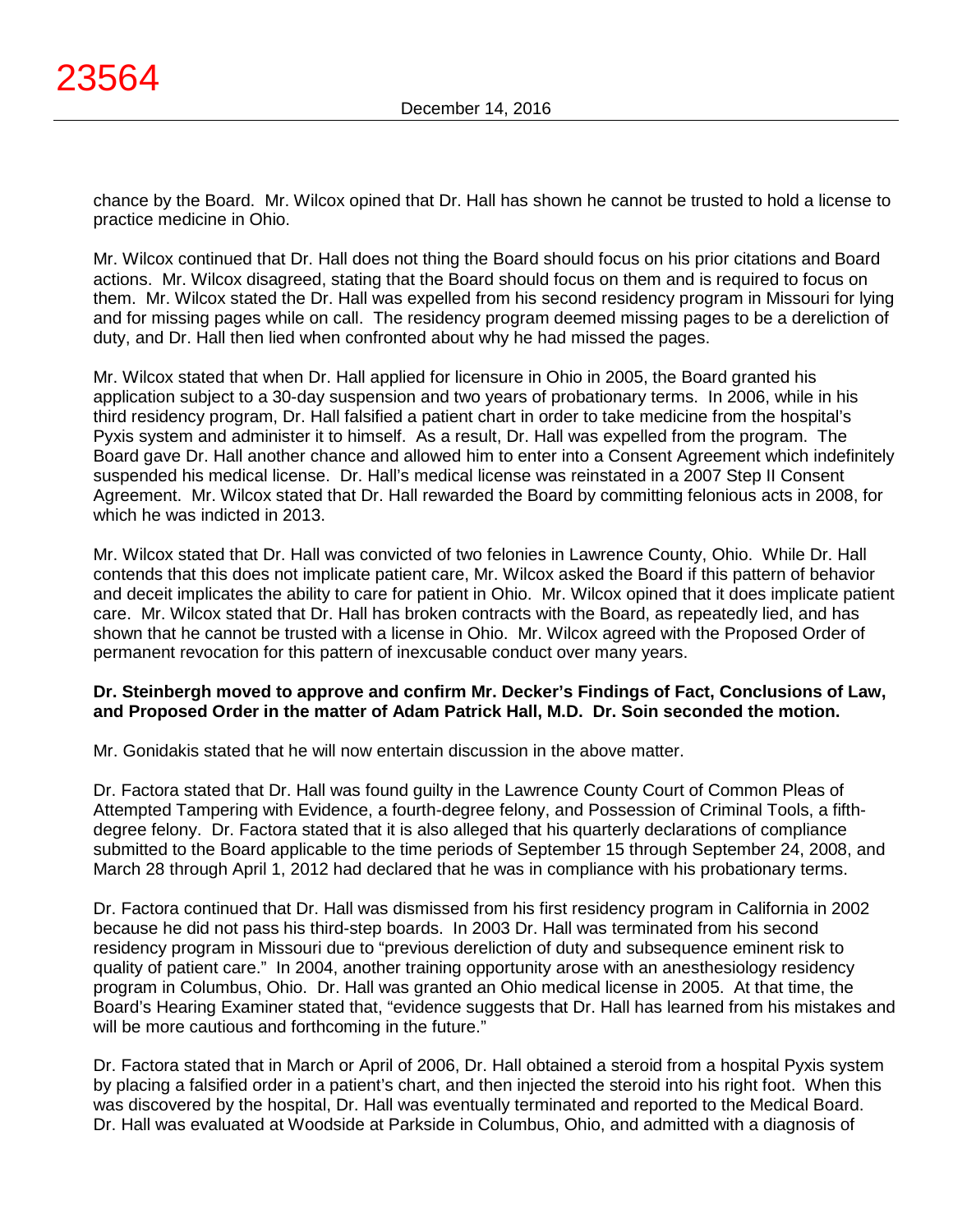chance by the Board. Mr. Wilcox opined that Dr. Hall has shown he cannot be trusted to hold a license to practice medicine in Ohio.

Mr. Wilcox continued that Dr. Hall does not thing the Board should focus on his prior citations and Board actions. Mr. Wilcox disagreed, stating that the Board should focus on them and is required to focus on them. Mr. Wilcox stated the Dr. Hall was expelled from his second residency program in Missouri for lying and for missing pages while on call. The residency program deemed missing pages to be a dereliction of duty, and Dr. Hall then lied when confronted about why he had missed the pages.

Mr. Wilcox stated that when Dr. Hall applied for licensure in Ohio in 2005, the Board granted his application subject to a 30-day suspension and two years of probationary terms. In 2006, while in his third residency program, Dr. Hall falsified a patient chart in order to take medicine from the hospital's Pyxis system and administer it to himself. As a result, Dr. Hall was expelled from the program. The Board gave Dr. Hall another chance and allowed him to enter into a Consent Agreement which indefinitely suspended his medical license. Dr. Hall's medical license was reinstated in a 2007 Step II Consent Agreement. Mr. Wilcox stated that Dr. Hall rewarded the Board by committing felonious acts in 2008, for which he was indicted in 2013.

Mr. Wilcox stated that Dr. Hall was convicted of two felonies in Lawrence County, Ohio. While Dr. Hall contends that this does not implicate patient care, Mr. Wilcox asked the Board if this pattern of behavior and deceit implicates the ability to care for patient in Ohio. Mr. Wilcox opined that it does implicate patient care. Mr. Wilcox stated that Dr. Hall has broken contracts with the Board, as repeatedly lied, and has shown that he cannot be trusted with a license in Ohio. Mr. Wilcox agreed with the Proposed Order of permanent revocation for this pattern of inexcusable conduct over many years.

**Dr. Steinbergh moved to approve and confirm Mr. Decker's Findings of Fact, Conclusions of Law, and Proposed Order in the matter of Adam Patrick Hall, M.D. Dr. Soin seconded the motion.**

Mr. Gonidakis stated that he will now entertain discussion in the above matter.

Dr. Factora stated that Dr. Hall was found guilty in the Lawrence County Court of Common Pleas of Attempted Tampering with Evidence, a fourth-degree felony, and Possession of Criminal Tools, a fifth-degree felony. Dr. Factora stated that it is also alleged that his quarterly declarations of compliance submitted to the Board applicable to the time periods of September 15 through September 24, 2008, and March 28 through April 1, 2012 had declared that he was in compliance with his probationary terms.

Dr. Factora continued that Dr. Hall was dismissed from his first residency program in California in 2002 because he did not pass his third-step boards. In 2003 Dr. Hall was terminated from his second residency program in Missouri due to "previous dereliction of duty and subsequence eminent risk to quality of patient care." In 2004, another training opportunity arose with an anesthesiology residency program in Columbus, Ohio. Dr. Hall was granted an Ohio medical license in 2005. At that time, the Board's Hearing Examiner stated that, "evidence suggests that Dr. Hall has learned from his mistakes and will be more cautious and forthcoming in the future."

Dr. Factora stated that in March or April of 2006, Dr. Hall obtained a steroid from a hospital Pyxis system by placing a falsified order in a patient's chart, and then injected the steroid into his right foot. When this was discovered by the hospital, Dr. Hall was eventually terminated and reported to the Medical Board. Dr. Hall was evaluated at Woodside at Parkside in Columbus, Ohio, and admitted with a diagnosis of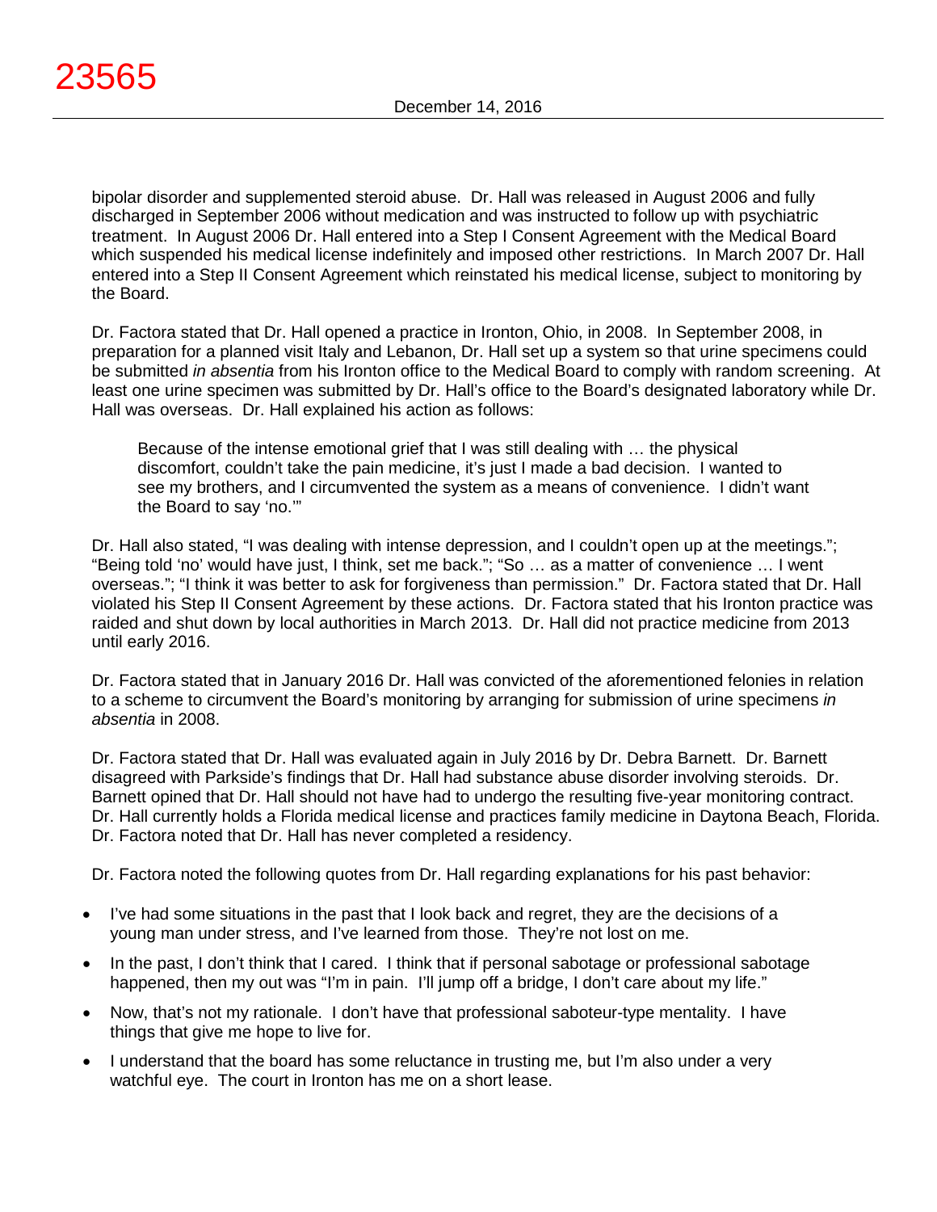bipolar disorder and supplemented steroid abuse. Dr. Hall was released in August 2006 and fully discharged in September 2006 without medication and was instructed to follow up with psychiatric treatment. In August 2006 Dr. Hall entered into a Step I Consent Agreement with the Medical Board which suspended his medical license indefinitely and imposed other restrictions. In March 2007 Dr. Hall entered into a Step II Consent Agreement which reinstated his medical license, subject to monitoring by the Board.

Dr. Factora stated that Dr. Hall opened a practice in Ironton, Ohio, in 2008. In September 2008, in preparation for a planned visit Italy and Lebanon, Dr. Hall set up a system so that urine specimens could be submitted *in absentia* from his Ironton office to the Medical Board to comply with random screening. At least one urine specimen was submitted by Dr. Hall's office to the Board's designated laboratory while Dr. Hall was overseas. Dr. Hall explained his action as follows:

> Because of the intense emotional grief that I was still dealing with … the physical discomfort, couldn't take the pain medicine, it's just I made a bad decision. I wanted to see my brothers, and I circumvented the system as a means of convenience. I didn't want the Board to say 'no.'"

Dr. Hall also stated, "I was dealing with intense depression, and I couldn't open up at the meetings."; "Being told 'no' would have just, I think, set me back."; "So … as a matter of convenience … I went overseas."; "I think it was better to ask for forgiveness than permission." Dr. Factora stated that Dr. Hall violated his Step II Consent Agreement by these actions. Dr. Factora stated that his Ironton practice was raided and shut down by local authorities in March 2013. Dr. Hall did not practice medicine from 2013 until early 2016.

Dr. Factora stated that in January 2016 Dr. Hall was convicted of the aforementioned felonies in relation to a scheme to circumvent the Board's monitoring by arranging for submission of urine specimens *in absentia* in 2008.

Dr. Factora stated that Dr. Hall was evaluated again in July 2016 by Dr. Debra Barnett. Dr. Barnett disagreed with Parkside's findings that Dr. Hall had substance abuse disorder involving steroids. Dr. Barnett opined that Dr. Hall should not have had to undergo the resulting five-year monitoring contract. Dr. Hall currently holds a Florida medical license and practices family medicine in Daytona Beach, Florida. Dr. Factora noted that Dr. Hall has never completed a residency.

Dr. Factora noted the following quotes from Dr. Hall regarding explanations for his past behavior:

- I've had some situations in the past that I look back and regret, they are the decisions of a young man under stress, and I've learned from those. They're not lost on me.
- In the past, I don't think that I cared. I think that if personal sabotage or professional sabotage happened, then my out was "I'm in pain. I'll jump off a bridge, I don't care about my life."
- Now, that's not my rationale. I don't have that professional saboteur-type mentality. I have things that give me hope to live for.
- I understand that the board has some reluctance in trusting me, but I'm also under a very watchful eye. The court in Ironton has me on a short lease.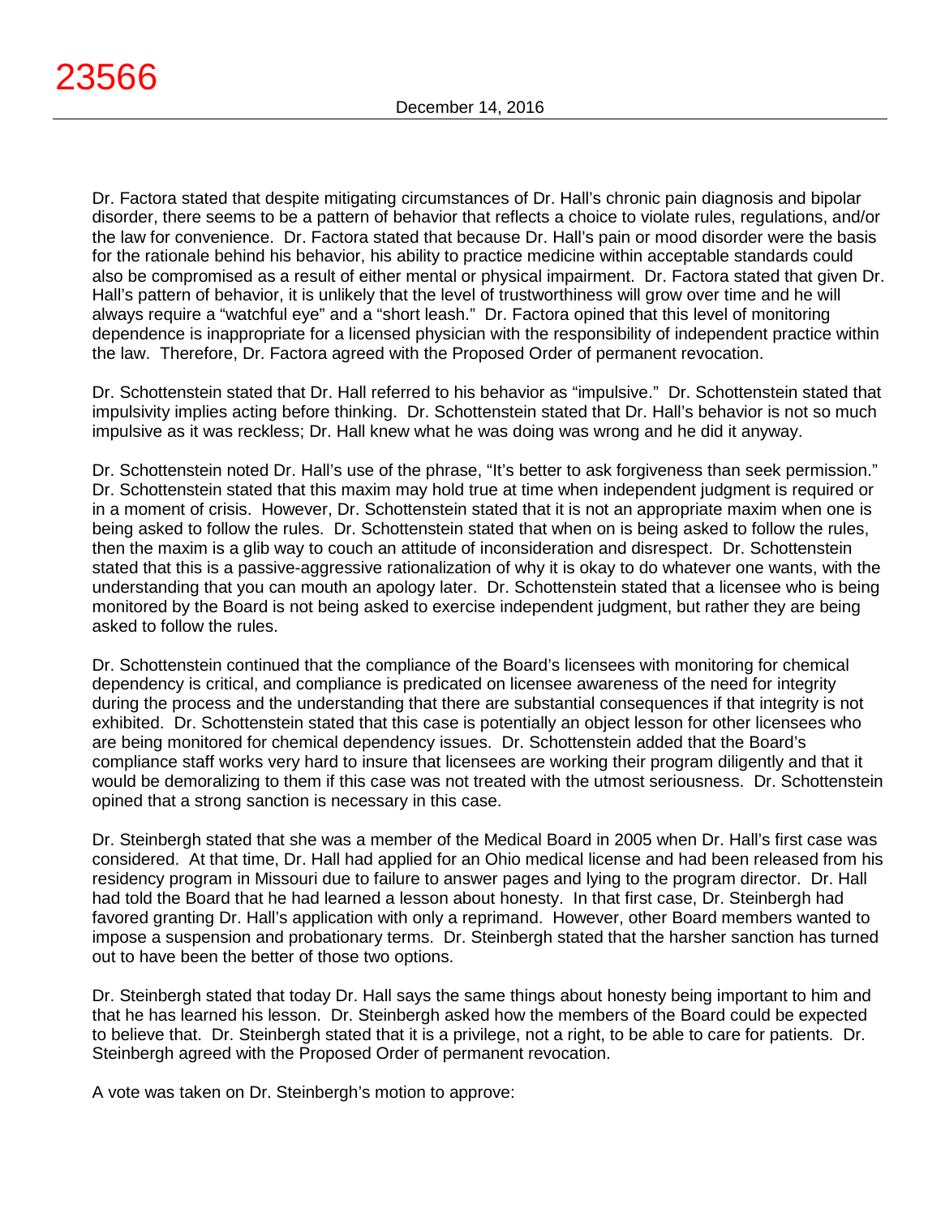Dr. Factora stated that despite mitigating circumstances of Dr. Hall's chronic pain diagnosis and bipolar disorder, there seems to be a pattern of behavior that reflects a choice to violate rules, regulations, and/or the law for convenience. Dr. Factora stated that because Dr. Hall's pain or mood disorder were the basis for the rationale behind his behavior, his ability to practice medicine within acceptable standards could also be compromised as a result of either mental or physical impairment. Dr. Factora stated that given Dr. Hall's pattern of behavior, it is unlikely that the level of trustworthiness will grow over time and he will always require a "watchful eye" and a "short leash." Dr. Factora opined that this level of monitoring dependence is inappropriate for a licensed physician with the responsibility of independent practice within the law. Therefore, Dr. Factora agreed with the Proposed Order of permanent revocation.

Dr. Schottenstein stated that Dr. Hall referred to his behavior as "impulsive." Dr. Schottenstein stated that impulsivity implies acting before thinking. Dr. Schottenstein stated that Dr. Hall's behavior is not so much impulsive as it was reckless; Dr. Hall knew what he was doing was wrong and he did it anyway.

Dr. Schottenstein noted Dr. Hall's use of the phrase, "It's better to ask forgiveness than seek permission." Dr. Schottenstein stated that this maxim may hold true at time when independent judgment is required or in a moment of crisis. However, Dr. Schottenstein stated that it is not an appropriate maxim when one is being asked to follow the rules. Dr. Schottenstein stated that when on is being asked to follow the rules, then the maxim is a glib way to couch an attitude of inconsideration and disrespect. Dr. Schottenstein stated that this is a passive-aggressive rationalization of why it is okay to do whatever one wants, with the understanding that you can mouth an apology later. Dr. Schottenstein stated that a licensee who is being monitored by the Board is not being asked to exercise independent judgment, but rather they are being asked to follow the rules.

Dr. Schottenstein continued that the compliance of the Board's licensees with monitoring for chemical dependency is critical, and compliance is predicated on licensee awareness of the need for integrity during the process and the understanding that there are substantial consequences if that integrity is not exhibited. Dr. Schottenstein stated that this case is potentially an object lesson for other licensees who are being monitored for chemical dependency issues. Dr. Schottenstein added that the Board's compliance staff works very hard to insure that licensees are working their program diligently and that it would be demoralizing to them if this case was not treated with the utmost seriousness. Dr. Schottenstein opined that a strong sanction is necessary in this case.

Dr. Steinbergh stated that she was a member of the Medical Board in 2005 when Dr. Hall's first case was considered. At that time, Dr. Hall had applied for an Ohio medical license and had been released from his residency program in Missouri due to failure to answer pages and lying to the program director. Dr. Hall had told the Board that he had learned a lesson about honesty. In that first case, Dr. Steinbergh had favored granting Dr. Hall's application with only a reprimand. However, other Board members wanted to impose a suspension and probationary terms. Dr. Steinbergh stated that the harsher sanction has turned out to have been the better of those two options.

Dr. Steinbergh stated that today Dr. Hall says the same things about honesty being important to him and that he has learned his lesson. Dr. Steinbergh asked how the members of the Board could be expected to believe that. Dr. Steinbergh stated that it is a privilege, not a right, to be able to care for patients. Dr. Steinbergh agreed with the Proposed Order of permanent revocation.

A vote was taken on Dr. Steinbergh's motion to approve: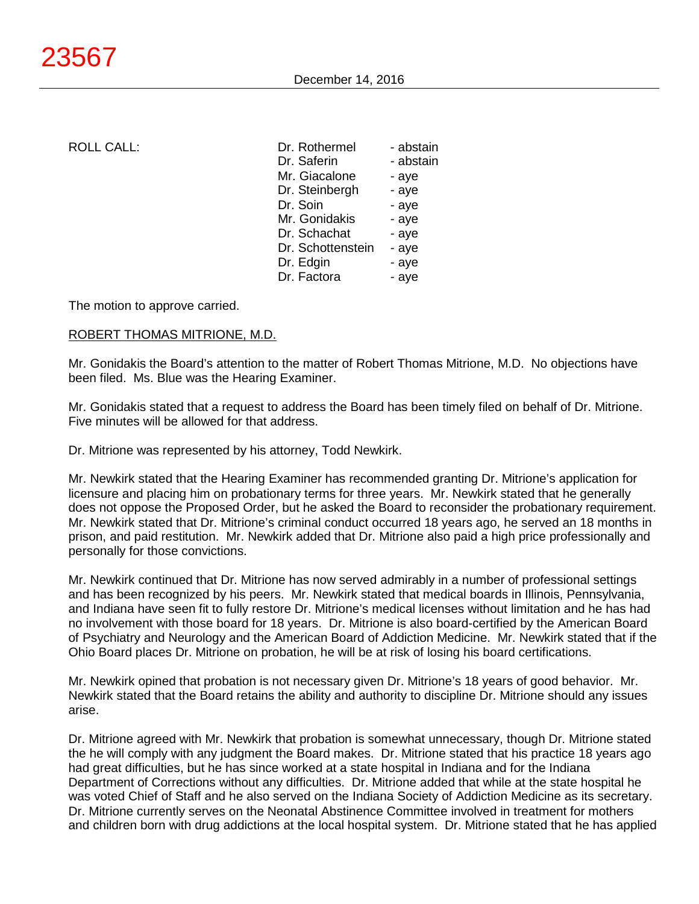ROLL CALL:

| | |
|---|---|
| Dr. Rothermel | - abstain |
| Dr. Saferin | - abstain |
| Mr. Giacalone | - aye |
| Dr. Steinbergh | - aye |
| Dr. Soin | - aye |
| Mr. Gonidakis | - aye |
| Dr. Schachat | - aye |
| Dr. Schottenstein | - aye |
| Dr. Edgin | - aye |
| Dr. Factora | - aye |

The motion to approve carried.

ROBERT THOMAS MITRIONE, M.D.

Mr. Gonidakis the Board's attention to the matter of Robert Thomas Mitrione, M.D. No objections have been filed. Ms. Blue was the Hearing Examiner.

Mr. Gonidakis stated that a request to address the Board has been timely filed on behalf of Dr. Mitrione. Five minutes will be allowed for that address.

Dr. Mitrione was represented by his attorney, Todd Newkirk.

Mr. Newkirk stated that the Hearing Examiner has recommended granting Dr. Mitrione's application for licensure and placing him on probationary terms for three years. Mr. Newkirk stated that he generally does not oppose the Proposed Order, but he asked the Board to reconsider the probationary requirement. Mr. Newkirk stated that Dr. Mitrione's criminal conduct occurred 18 years ago, he served an 18 months in prison, and paid restitution. Mr. Newkirk added that Dr. Mitrione also paid a high price professionally and personally for those convictions.

Mr. Newkirk continued that Dr. Mitrione has now served admirably in a number of professional settings and has been recognized by his peers. Mr. Newkirk stated that medical boards in Illinois, Pennsylvania, and Indiana have seen fit to fully restore Dr. Mitrione's medical licenses without limitation and he has had no involvement with those board for 18 years. Dr. Mitrione is also board-certified by the American Board of Psychiatry and Neurology and the American Board of Addiction Medicine. Mr. Newkirk stated that if the Ohio Board places Dr. Mitrione on probation, he will be at risk of losing his board certifications.

Mr. Newkirk opined that probation is not necessary given Dr. Mitrione's 18 years of good behavior. Mr. Newkirk stated that the Board retains the ability and authority to discipline Dr. Mitrione should any issues arise.

Dr. Mitrione agreed with Mr. Newkirk that probation is somewhat unnecessary, though Dr. Mitrione stated the he will comply with any judgment the Board makes. Dr. Mitrione stated that his practice 18 years ago had great difficulties, but he has since worked at a state hospital in Indiana and for the Indiana Department of Corrections without any difficulties. Dr. Mitrione added that while at the state hospital he was voted Chief of Staff and he also served on the Indiana Society of Addiction Medicine as its secretary. Dr. Mitrione currently serves on the Neonatal Abstinence Committee involved in treatment for mothers and children born with drug addictions at the local hospital system. Dr. Mitrione stated that he has applied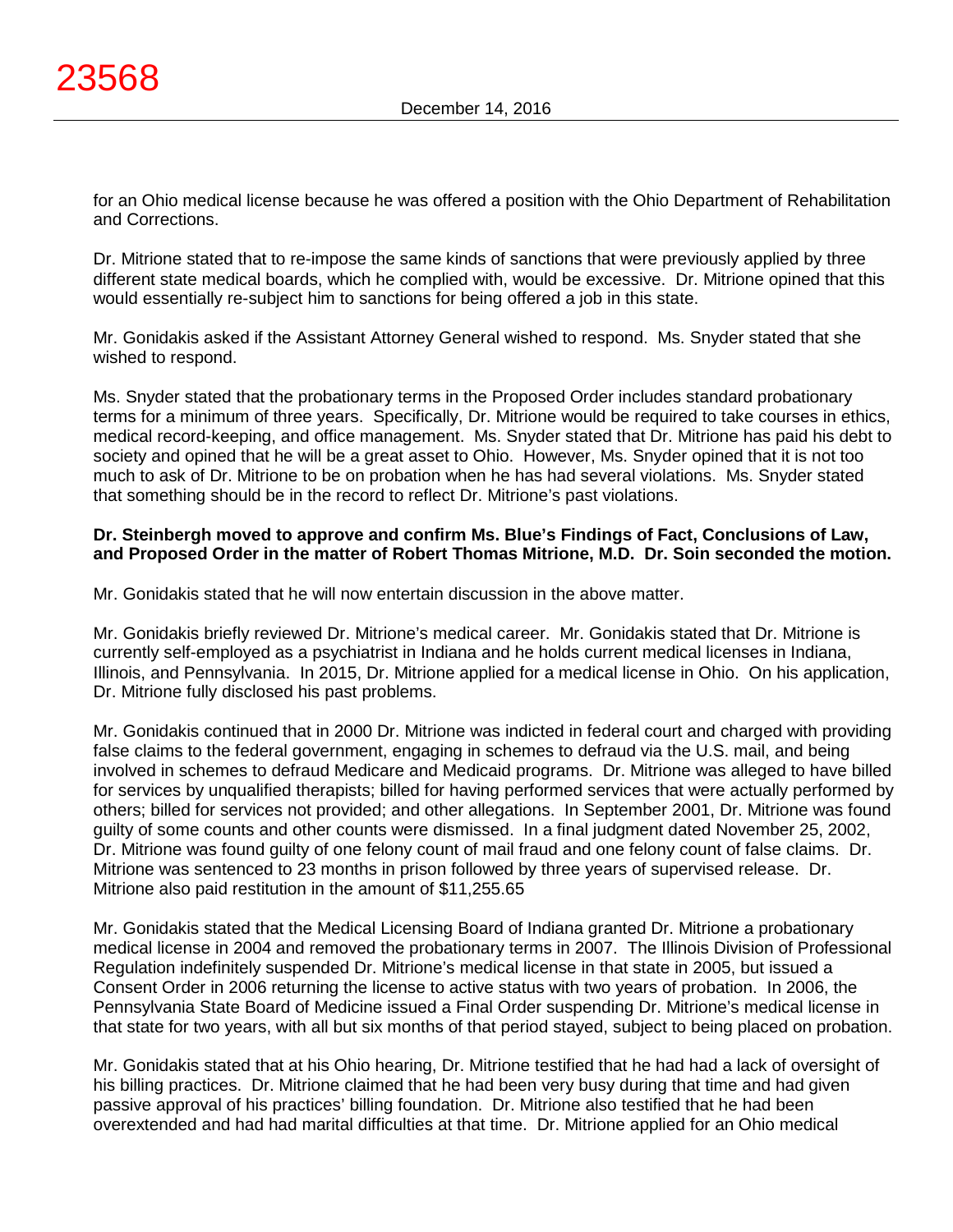for an Ohio medical license because he was offered a position with the Ohio Department of Rehabilitation and Corrections.

Dr. Mitrione stated that to re-impose the same kinds of sanctions that were previously applied by three different state medical boards, which he complied with, would be excessive. Dr. Mitrione opined that this would essentially re-subject him to sanctions for being offered a job in this state.

Mr. Gonidakis asked if the Assistant Attorney General wished to respond. Ms. Snyder stated that she wished to respond.

Ms. Snyder stated that the probationary terms in the Proposed Order includes standard probationary terms for a minimum of three years. Specifically, Dr. Mitrione would be required to take courses in ethics, medical record-keeping, and office management. Ms. Snyder stated that Dr. Mitrione has paid his debt to society and opined that he will be a great asset to Ohio. However, Ms. Snyder opined that it is not too much to ask of Dr. Mitrione to be on probation when he has had several violations. Ms. Snyder stated that something should be in the record to reflect Dr. Mitrione's past violations.

**Dr. Steinbergh moved to approve and confirm Ms. Blue's Findings of Fact, Conclusions of Law, and Proposed Order in the matter of Robert Thomas Mitrione, M.D. Dr. Soin seconded the motion.**

Mr. Gonidakis stated that he will now entertain discussion in the above matter.

Mr. Gonidakis briefly reviewed Dr. Mitrione's medical career. Mr. Gonidakis stated that Dr. Mitrione is currently self-employed as a psychiatrist in Indiana and he holds current medical licenses in Indiana, Illinois, and Pennsylvania. In 2015, Dr. Mitrione applied for a medical license in Ohio. On his application, Dr. Mitrione fully disclosed his past problems.

Mr. Gonidakis continued that in 2000 Dr. Mitrione was indicted in federal court and charged with providing false claims to the federal government, engaging in schemes to defraud via the U.S. mail, and being involved in schemes to defraud Medicare and Medicaid programs. Dr. Mitrione was alleged to have billed for services by unqualified therapists; billed for having performed services that were actually performed by others; billed for services not provided; and other allegations. In September 2001, Dr. Mitrione was found guilty of some counts and other counts were dismissed. In a final judgment dated November 25, 2002, Dr. Mitrione was found guilty of one felony count of mail fraud and one felony count of false claims. Dr. Mitrione was sentenced to 23 months in prison followed by three years of supervised release. Dr. Mitrione also paid restitution in the amount of $11,255.65

Mr. Gonidakis stated that the Medical Licensing Board of Indiana granted Dr. Mitrione a probationary medical license in 2004 and removed the probationary terms in 2007. The Illinois Division of Professional Regulation indefinitely suspended Dr. Mitrione's medical license in that state in 2005, but issued a Consent Order in 2006 returning the license to active status with two years of probation. In 2006, the Pennsylvania State Board of Medicine issued a Final Order suspending Dr. Mitrione's medical license in that state for two years, with all but six months of that period stayed, subject to being placed on probation.

Mr. Gonidakis stated that at his Ohio hearing, Dr. Mitrione testified that he had had a lack of oversight of his billing practices. Dr. Mitrione claimed that he had been very busy during that time and had given passive approval of his practices' billing foundation. Dr. Mitrione also testified that he had been overextended and had had marital difficulties at that time. Dr. Mitrione applied for an Ohio medical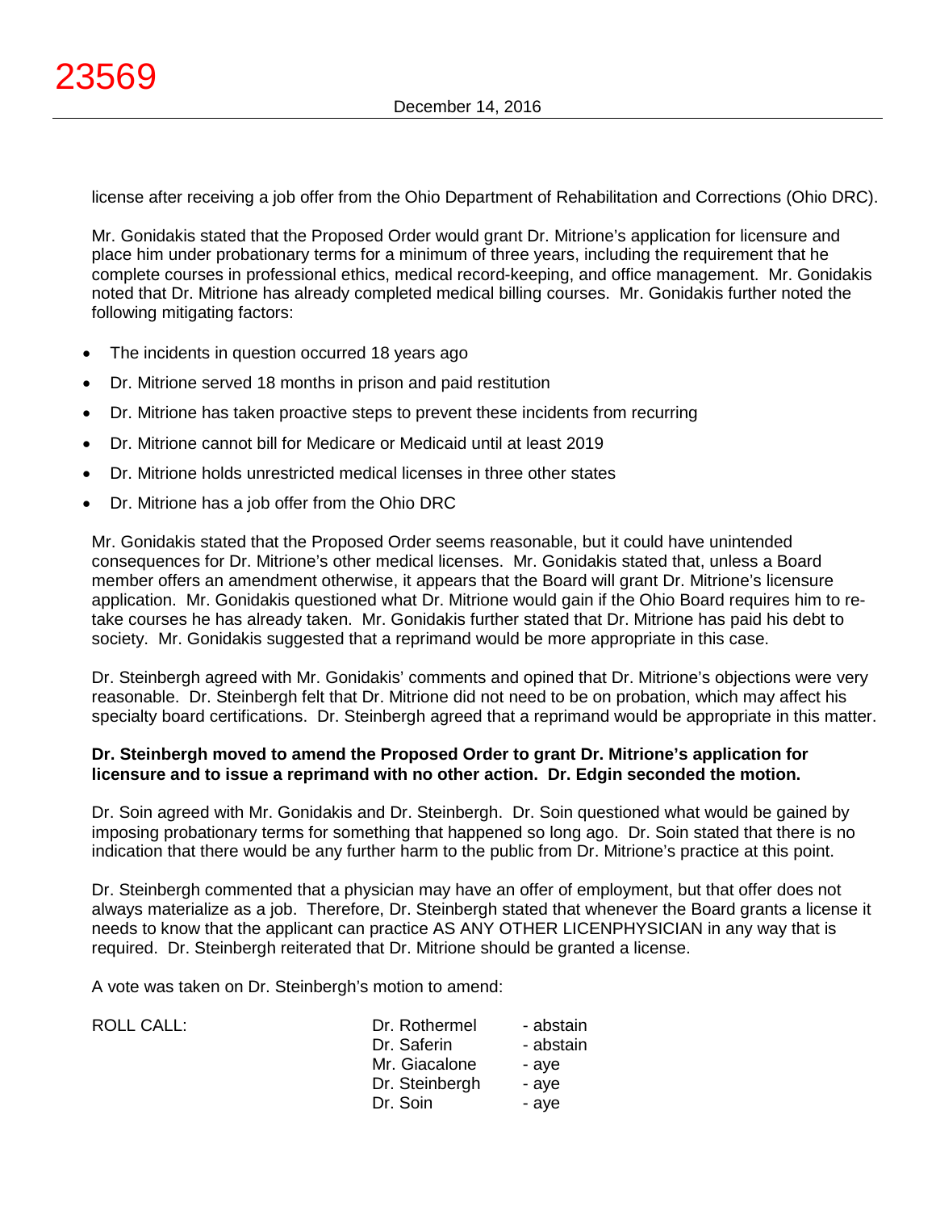license after receiving a job offer from the Ohio Department of Rehabilitation and Corrections (Ohio DRC).

Mr. Gonidakis stated that the Proposed Order would grant Dr. Mitrione's application for licensure and place him under probationary terms for a minimum of three years, including the requirement that he complete courses in professional ethics, medical record-keeping, and office management. Mr. Gonidakis noted that Dr. Mitrione has already completed medical billing courses. Mr. Gonidakis further noted the following mitigating factors:

- The incidents in question occurred 18 years ago
- Dr. Mitrione served 18 months in prison and paid restitution
- Dr. Mitrione has taken proactive steps to prevent these incidents from recurring
- Dr. Mitrione cannot bill for Medicare or Medicaid until at least 2019
- Dr. Mitrione holds unrestricted medical licenses in three other states
- Dr. Mitrione has a job offer from the Ohio DRC

Mr. Gonidakis stated that the Proposed Order seems reasonable, but it could have unintended consequences for Dr. Mitrione's other medical licenses. Mr. Gonidakis stated that, unless a Board member offers an amendment otherwise, it appears that the Board will grant Dr. Mitrione's licensure application. Mr. Gonidakis questioned what Dr. Mitrione would gain if the Ohio Board requires him to re-take courses he has already taken. Mr. Gonidakis further stated that Dr. Mitrione has paid his debt to society. Mr. Gonidakis suggested that a reprimand would be more appropriate in this case.

Dr. Steinbergh agreed with Mr. Gonidakis' comments and opined that Dr. Mitrione's objections were very reasonable. Dr. Steinbergh felt that Dr. Mitrione did not need to be on probation, which may affect his specialty board certifications. Dr. Steinbergh agreed that a reprimand would be appropriate in this matter.

**Dr. Steinbergh moved to amend the Proposed Order to grant Dr. Mitrione's application for licensure and to issue a reprimand with no other action. Dr. Edgin seconded the motion.**

Dr. Soin agreed with Mr. Gonidakis and Dr. Steinbergh. Dr. Soin questioned what would be gained by imposing probationary terms for something that happened so long ago. Dr. Soin stated that there is no indication that there would be any further harm to the public from Dr. Mitrione's practice at this point.

Dr. Steinbergh commented that a physician may have an offer of employment, but that offer does not always materialize as a job. Therefore, Dr. Steinbergh stated that whenever the Board grants a license it needs to know that the applicant can practice AS ANY OTHER LICENPHYSICIAN in any way that is required. Dr. Steinbergh reiterated that Dr. Mitrione should be granted a license.

A vote was taken on Dr. Steinbergh's motion to amend:

| ROLL CALL: | Dr. Rothermel | - abstain |
|---|---|---|
| | Dr. Saferin | - abstain |
| | Mr. Giacalone | - aye |
| | Dr. Steinbergh | - aye |
| | Dr. Soin | - aye |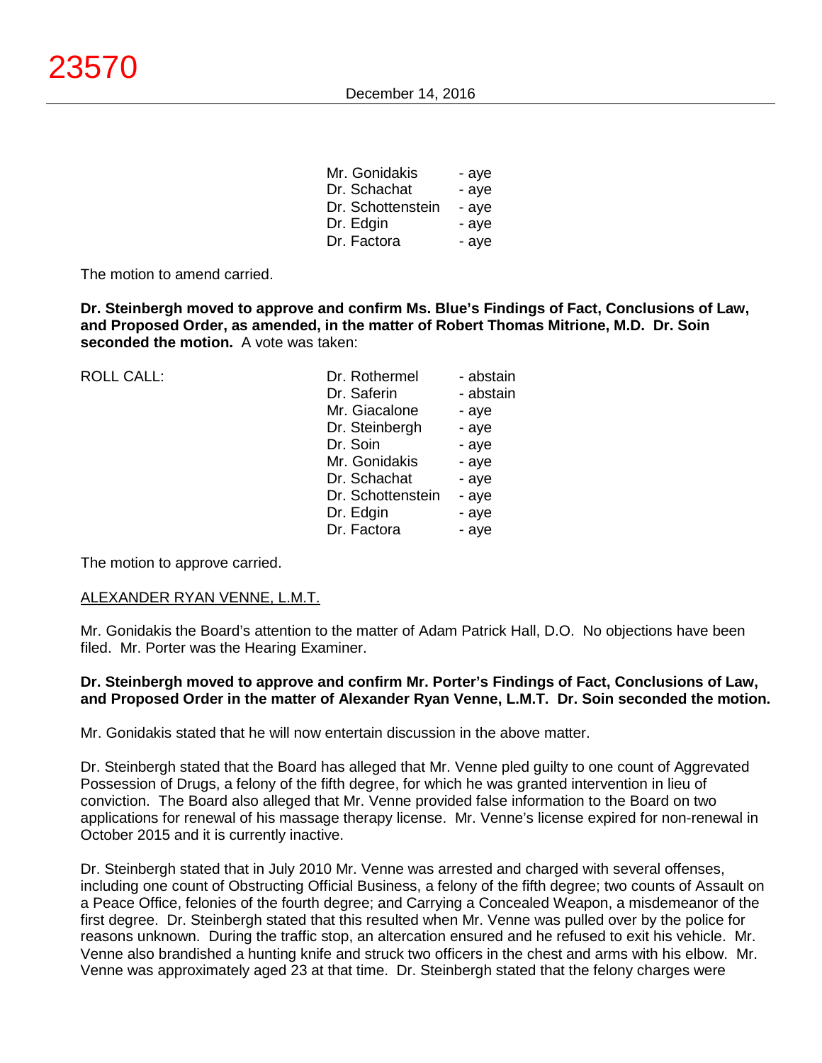| | |
|---|---|
| Mr. Gonidakis | - aye |
| Dr. Schachat | - aye |
| Dr. Schottenstein | - aye |
| Dr. Edgin | - aye |
| Dr. Factora | - aye |

The motion to amend carried.

**Dr. Steinbergh moved to approve and confirm Ms. Blue's Findings of Fact, Conclusions of Law, and Proposed Order, as amended, in the matter of Robert Thomas Mitrione, M.D. Dr. Soin seconded the motion.** A vote was taken:

| ROLL CALL: | | |
|---|---|---|
| | Dr. Rothermel | - abstain |
| | Dr. Saferin | - abstain |
| | Mr. Giacalone | - aye |
| | Dr. Steinbergh | - aye |
| | Dr. Soin | - aye |
| | Mr. Gonidakis | - aye |
| | Dr. Schachat | - aye |
| | Dr. Schottenstein | - aye |
| | Dr. Edgin | - aye |
| | Dr. Factora | - aye |

The motion to approve carried.

ALEXANDER RYAN VENNE, L.M.T.

Mr. Gonidakis the Board's attention to the matter of Adam Patrick Hall, D.O. No objections have been filed. Mr. Porter was the Hearing Examiner.

**Dr. Steinbergh moved to approve and confirm Mr. Porter's Findings of Fact, Conclusions of Law, and Proposed Order in the matter of Alexander Ryan Venne, L.M.T. Dr. Soin seconded the motion.**

Mr. Gonidakis stated that he will now entertain discussion in the above matter.

Dr. Steinbergh stated that the Board has alleged that Mr. Venne pled guilty to one count of Aggravated Possession of Drugs, a felony of the fifth degree, for which he was granted intervention in lieu of conviction. The Board also alleged that Mr. Venne provided false information to the Board on two applications for renewal of his massage therapy license. Mr. Venne's license expired for non-renewal in October 2015 and it is currently inactive.

Dr. Steinbergh stated that in July 2010 Mr. Venne was arrested and charged with several offenses, including one count of Obstructing Official Business, a felony of the fifth degree; two counts of Assault on a Peace Office, felonies of the fourth degree; and Carrying a Concealed Weapon, a misdemeanor of the first degree. Dr. Steinbergh stated that this resulted when Mr. Venne was pulled over by the police for reasons unknown. During the traffic stop, an altercation ensured and he refused to exit his vehicle. Mr. Venne also brandished a hunting knife and struck two officers in the chest and arms with his elbow. Mr. Venne was approximately aged 23 at that time. Dr. Steinbergh stated that the felony charges were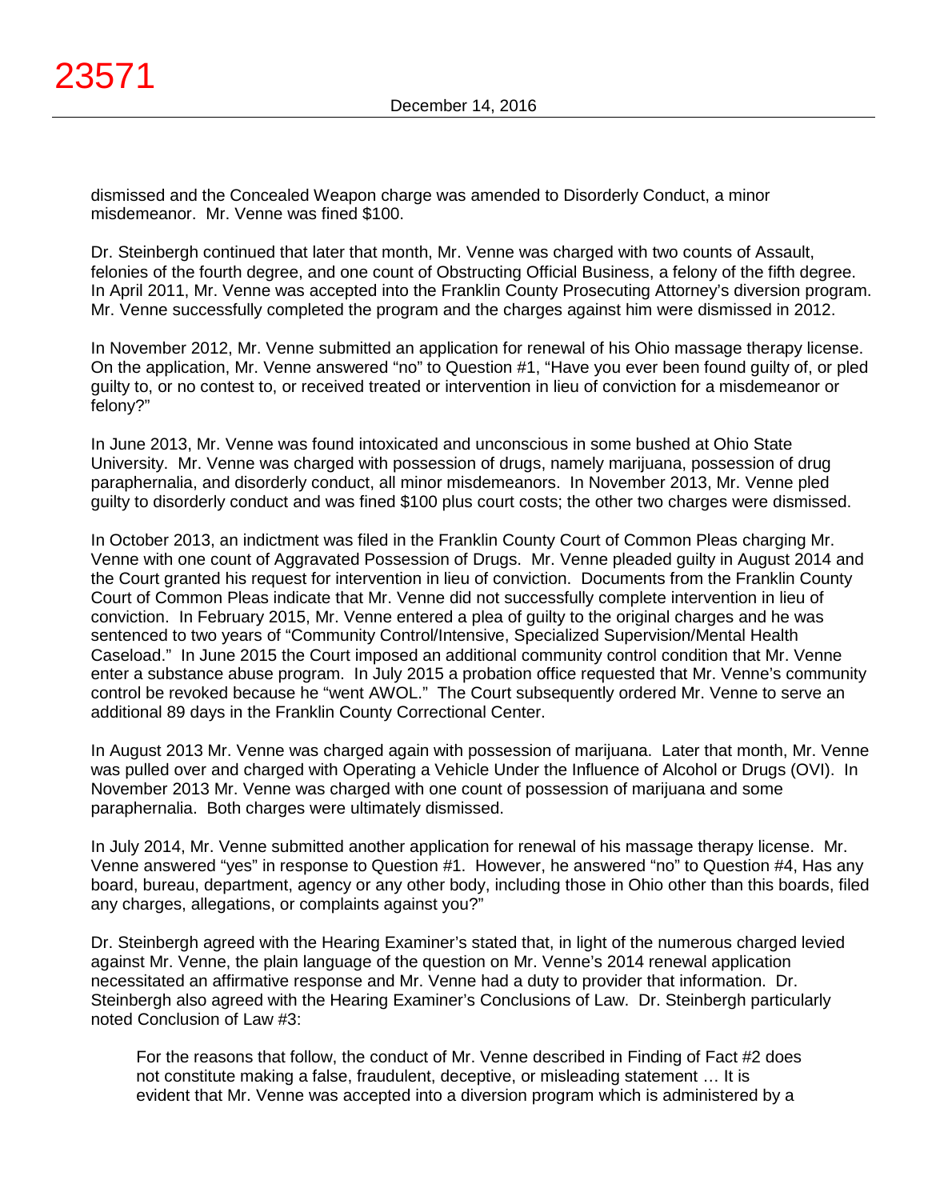dismissed and the Concealed Weapon charge was amended to Disorderly Conduct, a minor misdemeanor. Mr. Venne was fined $100.

Dr. Steinbergh continued that later that month, Mr. Venne was charged with two counts of Assault, felonies of the fourth degree, and one count of Obstructing Official Business, a felony of the fifth degree. In April 2011, Mr. Venne was accepted into the Franklin County Prosecuting Attorney's diversion program. Mr. Venne successfully completed the program and the charges against him were dismissed in 2012.

In November 2012, Mr. Venne submitted an application for renewal of his Ohio massage therapy license. On the application, Mr. Venne answered "no" to Question #1, "Have you ever been found guilty of, or pled guilty to, or no contest to, or received treated or intervention in lieu of conviction for a misdemeanor or felony?"

In June 2013, Mr. Venne was found intoxicated and unconscious in some bushed at Ohio State University. Mr. Venne was charged with possession of drugs, namely marijuana, possession of drug paraphernalia, and disorderly conduct, all minor misdemeanors. In November 2013, Mr. Venne pled guilty to disorderly conduct and was fined $100 plus court costs; the other two charges were dismissed.

In October 2013, an indictment was filed in the Franklin County Court of Common Pleas charging Mr. Venne with one count of Aggravated Possession of Drugs. Mr. Venne pleaded guilty in August 2014 and the Court granted his request for intervention in lieu of conviction. Documents from the Franklin County Court of Common Pleas indicate that Mr. Venne did not successfully complete intervention in lieu of conviction. In February 2015, Mr. Venne entered a plea of guilty to the original charges and he was sentenced to two years of "Community Control/Intensive, Specialized Supervision/Mental Health Caseload." In June 2015 the Court imposed an additional community control condition that Mr. Venne enter a substance abuse program. In July 2015 a probation office requested that Mr. Venne's community control be revoked because he "went AWOL." The Court subsequently ordered Mr. Venne to serve an additional 89 days in the Franklin County Correctional Center.

In August 2013 Mr. Venne was charged again with possession of marijuana. Later that month, Mr. Venne was pulled over and charged with Operating a Vehicle Under the Influence of Alcohol or Drugs (OVI). In November 2013 Mr. Venne was charged with one count of possession of marijuana and some paraphernalia. Both charges were ultimately dismissed.

In July 2014, Mr. Venne submitted another application for renewal of his massage therapy license. Mr. Venne answered "yes" in response to Question #1. However, he answered "no" to Question #4, Has any board, bureau, department, agency or any other body, including those in Ohio other than this boards, filed any charges, allegations, or complaints against you?"

Dr. Steinbergh agreed with the Hearing Examiner's stated that, in light of the numerous charged levied against Mr. Venne, the plain language of the question on Mr. Venne's 2014 renewal application necessitated an affirmative response and Mr. Venne had a duty to provider that information. Dr. Steinbergh also agreed with the Hearing Examiner's Conclusions of Law. Dr. Steinbergh particularly noted Conclusion of Law #3:

> For the reasons that follow, the conduct of Mr. Venne described in Finding of Fact #2 does not constitute making a false, fraudulent, deceptive, or misleading statement … It is evident that Mr. Venne was accepted into a diversion program which is administered by a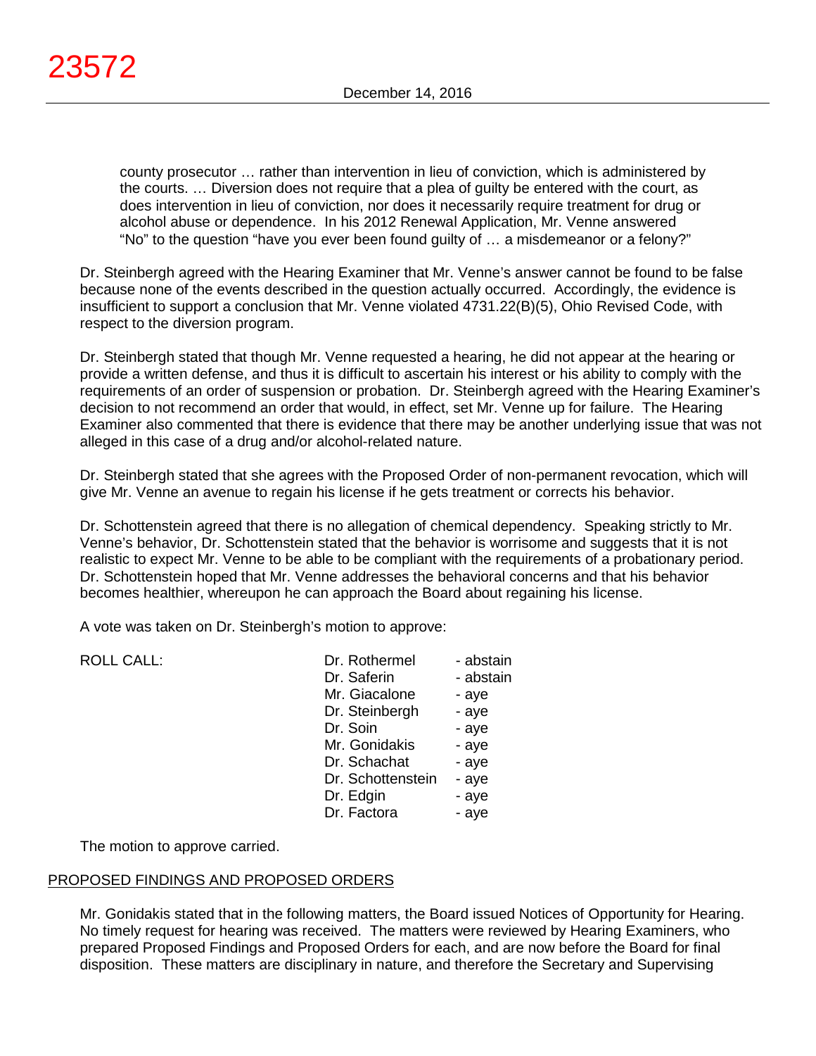> county prosecutor … rather than intervention in lieu of conviction, which is administered by the courts. … Diversion does not require that a plea of guilty be entered with the court, as does intervention in lieu of conviction, nor does it necessarily require treatment for drug or alcohol abuse or dependence. In his 2012 Renewal Application, Mr. Venne answered "No" to the question "have you ever been found guilty of … a misdemeanor or a felony?"

Dr. Steinbergh agreed with the Hearing Examiner that Mr. Venne's answer cannot be found to be false because none of the events described in the question actually occurred. Accordingly, the evidence is insufficient to support a conclusion that Mr. Venne violated 4731.22(B)(5), Ohio Revised Code, with respect to the diversion program.

Dr. Steinbergh stated that though Mr. Venne requested a hearing, he did not appear at the hearing or provide a written defense, and thus it is difficult to ascertain his interest or his ability to comply with the requirements of an order of suspension or probation. Dr. Steinbergh agreed with the Hearing Examiner's decision to not recommend an order that would, in effect, set Mr. Venne up for failure. The Hearing Examiner also commented that there is evidence that there may be another underlying issue that was not alleged in this case of a drug and/or alcohol-related nature.

Dr. Steinbergh stated that she agrees with the Proposed Order of non-permanent revocation, which will give Mr. Venne an avenue to regain his license if he gets treatment or corrects his behavior.

Dr. Schottenstein agreed that there is no allegation of chemical dependency. Speaking strictly to Mr. Venne's behavior, Dr. Schottenstein stated that the behavior is worrisome and suggests that it is not realistic to expect Mr. Venne to be able to be compliant with the requirements of a probationary period. Dr. Schottenstein hoped that Mr. Venne addresses the behavioral concerns and that his behavior becomes healthier, whereupon he can approach the Board about regaining his license.

A vote was taken on Dr. Steinbergh's motion to approve:

| ROLL CALL: | Dr. Rothermel | - abstain |
|---|---|---|
| | Dr. Saferin | - abstain |
| | Mr. Giacalone | - aye |
| | Dr. Steinbergh | - aye |
| | Dr. Soin | - aye |
| | Mr. Gonidakis | - aye |
| | Dr. Schachat | - aye |
| | Dr. Schottenstein | - aye |
| | Dr. Edgin | - aye |
| | Dr. Factora | - aye |

The motion to approve carried.

## PROPOSED FINDINGS AND PROPOSED ORDERS

Mr. Gonidakis stated that in the following matters, the Board issued Notices of Opportunity for Hearing. No timely request for hearing was received. The matters were reviewed by Hearing Examiners, who prepared Proposed Findings and Proposed Orders for each, and are now before the Board for final disposition. These matters are disciplinary in nature, and therefore the Secretary and Supervising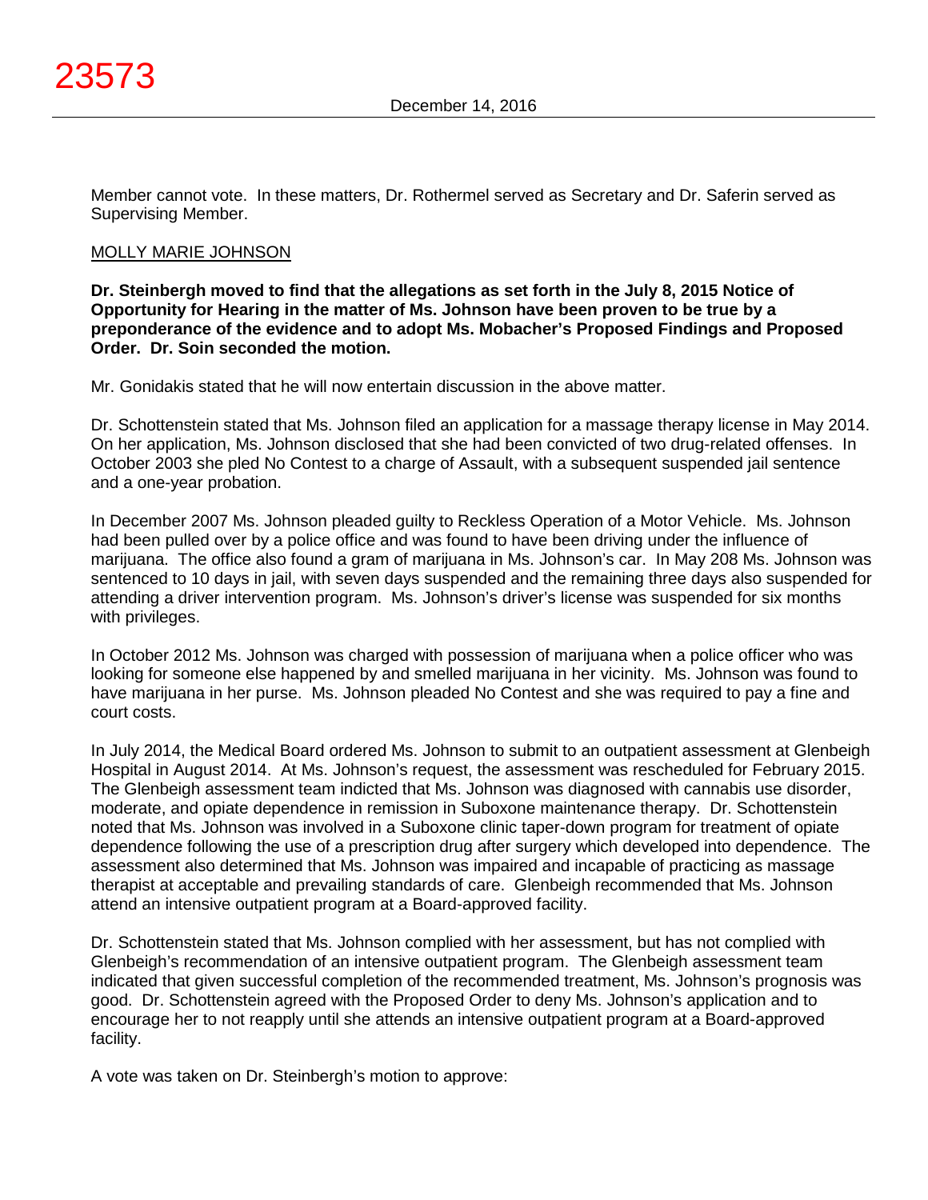Member cannot vote. In these matters, Dr. Rothermel served as Secretary and Dr. Saferin served as Supervising Member.

MOLLY MARIE JOHNSON

**Dr. Steinbergh moved to find that the allegations as set forth in the July 8, 2015 Notice of Opportunity for Hearing in the matter of Ms. Johnson have been proven to be true by a preponderance of the evidence and to adopt Ms. Mobacher's Proposed Findings and Proposed Order. Dr. Soin seconded the motion.**

Mr. Gonidakis stated that he will now entertain discussion in the above matter.

Dr. Schottenstein stated that Ms. Johnson filed an application for a massage therapy license in May 2014. On her application, Ms. Johnson disclosed that she had been convicted of two drug-related offenses. In October 2003 she pled No Contest to a charge of Assault, with a subsequent suspended jail sentence and a one-year probation.

In December 2007 Ms. Johnson pleaded guilty to Reckless Operation of a Motor Vehicle. Ms. Johnson had been pulled over by a police office and was found to have been driving under the influence of marijuana. The office also found a gram of marijuana in Ms. Johnson's car. In May 208 Ms. Johnson was sentenced to 10 days in jail, with seven days suspended and the remaining three days also suspended for attending a driver intervention program. Ms. Johnson's driver's license was suspended for six months with privileges.

In October 2012 Ms. Johnson was charged with possession of marijuana when a police officer who was looking for someone else happened by and smelled marijuana in her vicinity. Ms. Johnson was found to have marijuana in her purse. Ms. Johnson pleaded No Contest and she was required to pay a fine and court costs.

In July 2014, the Medical Board ordered Ms. Johnson to submit to an outpatient assessment at Glenbeigh Hospital in August 2014. At Ms. Johnson's request, the assessment was rescheduled for February 2015. The Glenbeigh assessment team indicted that Ms. Johnson was diagnosed with cannabis use disorder, moderate, and opiate dependence in remission in Suboxone maintenance therapy. Dr. Schottenstein noted that Ms. Johnson was involved in a Suboxone clinic taper-down program for treatment of opiate dependence following the use of a prescription drug after surgery which developed into dependence. The assessment also determined that Ms. Johnson was impaired and incapable of practicing as massage therapist at acceptable and prevailing standards of care. Glenbeigh recommended that Ms. Johnson attend an intensive outpatient program at a Board-approved facility.

Dr. Schottenstein stated that Ms. Johnson complied with her assessment, but has not complied with Glenbeigh's recommendation of an intensive outpatient program. The Glenbeigh assessment team indicated that given successful completion of the recommended treatment, Ms. Johnson's prognosis was good. Dr. Schottenstein agreed with the Proposed Order to deny Ms. Johnson's application and to encourage her to not reapply until she attends an intensive outpatient program at a Board-approved facility.

A vote was taken on Dr. Steinbergh's motion to approve: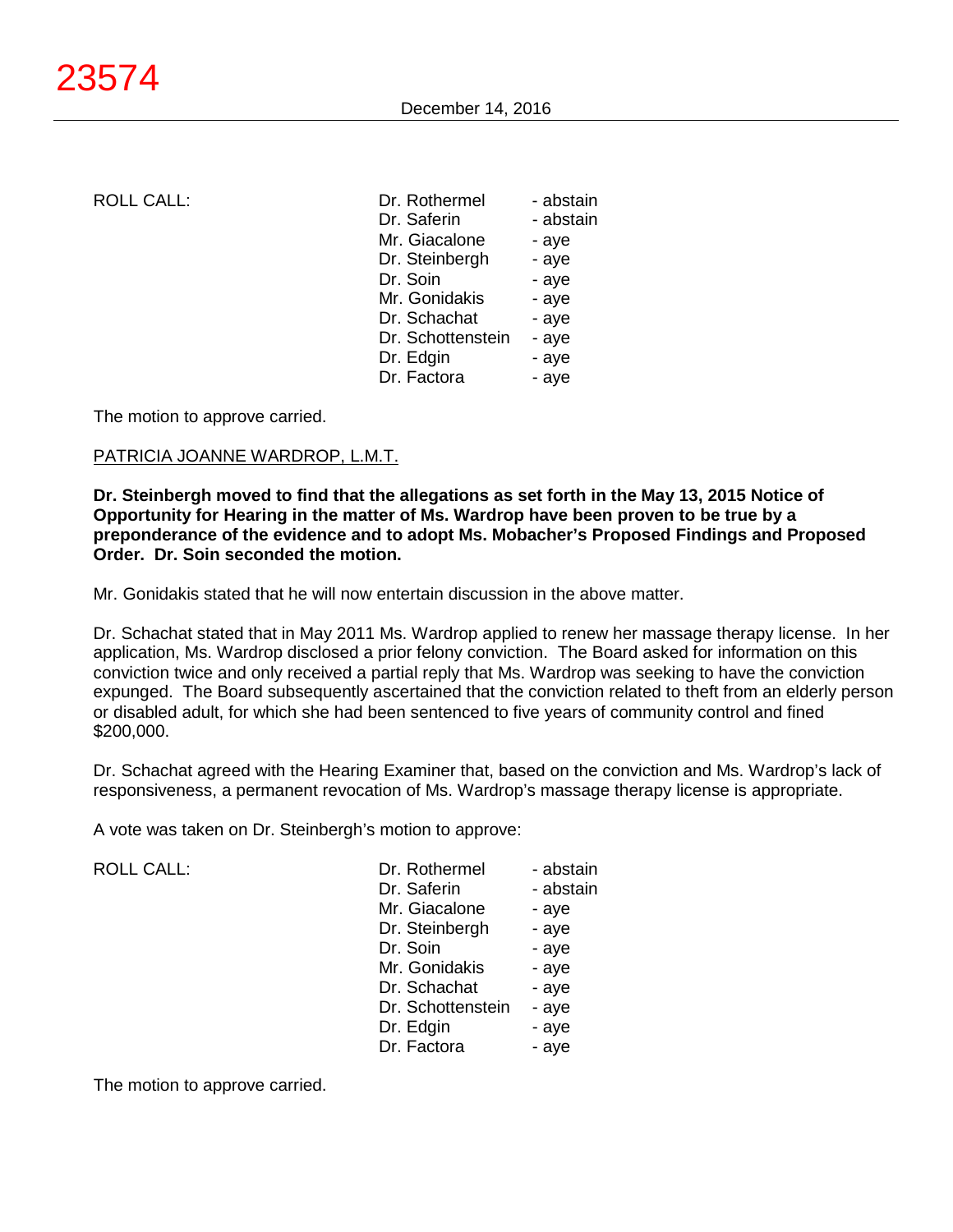ROLL CALL:

| | |
|---|---|
| Dr. Rothermel | - abstain |
| Dr. Saferin | - abstain |
| Mr. Giacalone | - aye |
| Dr. Steinbergh | - aye |
| Dr. Soin | - aye |
| Mr. Gonidakis | - aye |
| Dr. Schachat | - aye |
| Dr. Schottenstein | - aye |
| Dr. Edgin | - aye |
| Dr. Factora | - aye |

The motion to approve carried.

PATRICIA JOANNE WARDROP, L.M.T.

**Dr. Steinbergh moved to find that the allegations as set forth in the May 13, 2015 Notice of Opportunity for Hearing in the matter of Ms. Wardrop have been proven to be true by a preponderance of the evidence and to adopt Ms. Mobacher's Proposed Findings and Proposed Order. Dr. Soin seconded the motion.**

Mr. Gonidakis stated that he will now entertain discussion in the above matter.

Dr. Schachat stated that in May 2011 Ms. Wardrop applied to renew her massage therapy license. In her application, Ms. Wardrop disclosed a prior felony conviction. The Board asked for information on this conviction twice and only received a partial reply that Ms. Wardrop was seeking to have the conviction expunged. The Board subsequently ascertained that the conviction related to theft from an elderly person or disabled adult, for which she had been sentenced to five years of community control and fined $200,000.

Dr. Schachat agreed with the Hearing Examiner that, based on the conviction and Ms. Wardrop's lack of responsiveness, a permanent revocation of Ms. Wardrop's massage therapy license is appropriate.

A vote was taken on Dr. Steinbergh's motion to approve:

ROLL CALL:

| | |
|---|---|
| Dr. Rothermel | - abstain |
| Dr. Saferin | - abstain |
| Mr. Giacalone | - aye |
| Dr. Steinbergh | - aye |
| Dr. Soin | - aye |
| Mr. Gonidakis | - aye |
| Dr. Schachat | - aye |
| Dr. Schottenstein | - aye |
| Dr. Edgin | - aye |
| Dr. Factora | - aye |

The motion to approve carried.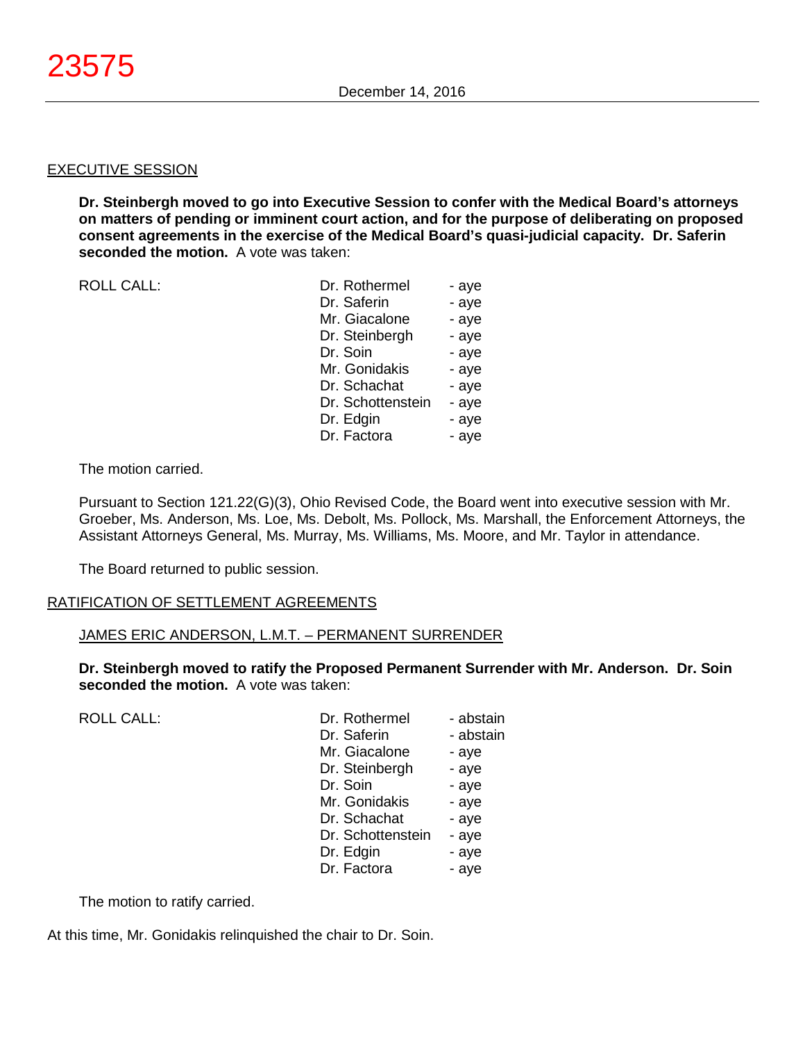## EXECUTIVE SESSION

**Dr. Steinbergh moved to go into Executive Session to confer with the Medical Board's attorneys on matters of pending or imminent court action, and for the purpose of deliberating on proposed consent agreements in the exercise of the Medical Board's quasi-judicial capacity. Dr. Saferin seconded the motion.** A vote was taken:

| ROLL CALL: | | |
|---|---|---|
| | Dr. Rothermel | - aye |
| | Dr. Saferin | - aye |
| | Mr. Giacalone | - aye |
| | Dr. Steinbergh | - aye |
| | Dr. Soin | - aye |
| | Mr. Gonidakis | - aye |
| | Dr. Schachat | - aye |
| | Dr. Schottenstein | - aye |
| | Dr. Edgin | - aye |
| | Dr. Factora | - aye |

The motion carried.

Pursuant to Section 121.22(G)(3), Ohio Revised Code, the Board went into executive session with Mr. Groeber, Ms. Anderson, Ms. Loe, Ms. Debolt, Ms. Pollock, Ms. Marshall, the Enforcement Attorneys, the Assistant Attorneys General, Ms. Murray, Ms. Williams, Ms. Moore, and Mr. Taylor in attendance.

The Board returned to public session.

## RATIFICATION OF SETTLEMENT AGREEMENTS

### JAMES ERIC ANDERSON, L.M.T. – PERMANENT SURRENDER

**Dr. Steinbergh moved to ratify the Proposed Permanent Surrender with Mr. Anderson. Dr. Soin seconded the motion.** A vote was taken:

| ROLL CALL: | | |
|---|---|---|
| | Dr. Rothermel | - abstain |
| | Dr. Saferin | - abstain |
| | Mr. Giacalone | - aye |
| | Dr. Steinbergh | - aye |
| | Dr. Soin | - aye |
| | Mr. Gonidakis | - aye |
| | Dr. Schachat | - aye |
| | Dr. Schottenstein | - aye |
| | Dr. Edgin | - aye |
| | Dr. Factora | - aye |

The motion to ratify carried.

At this time, Mr. Gonidakis relinquished the chair to Dr. Soin.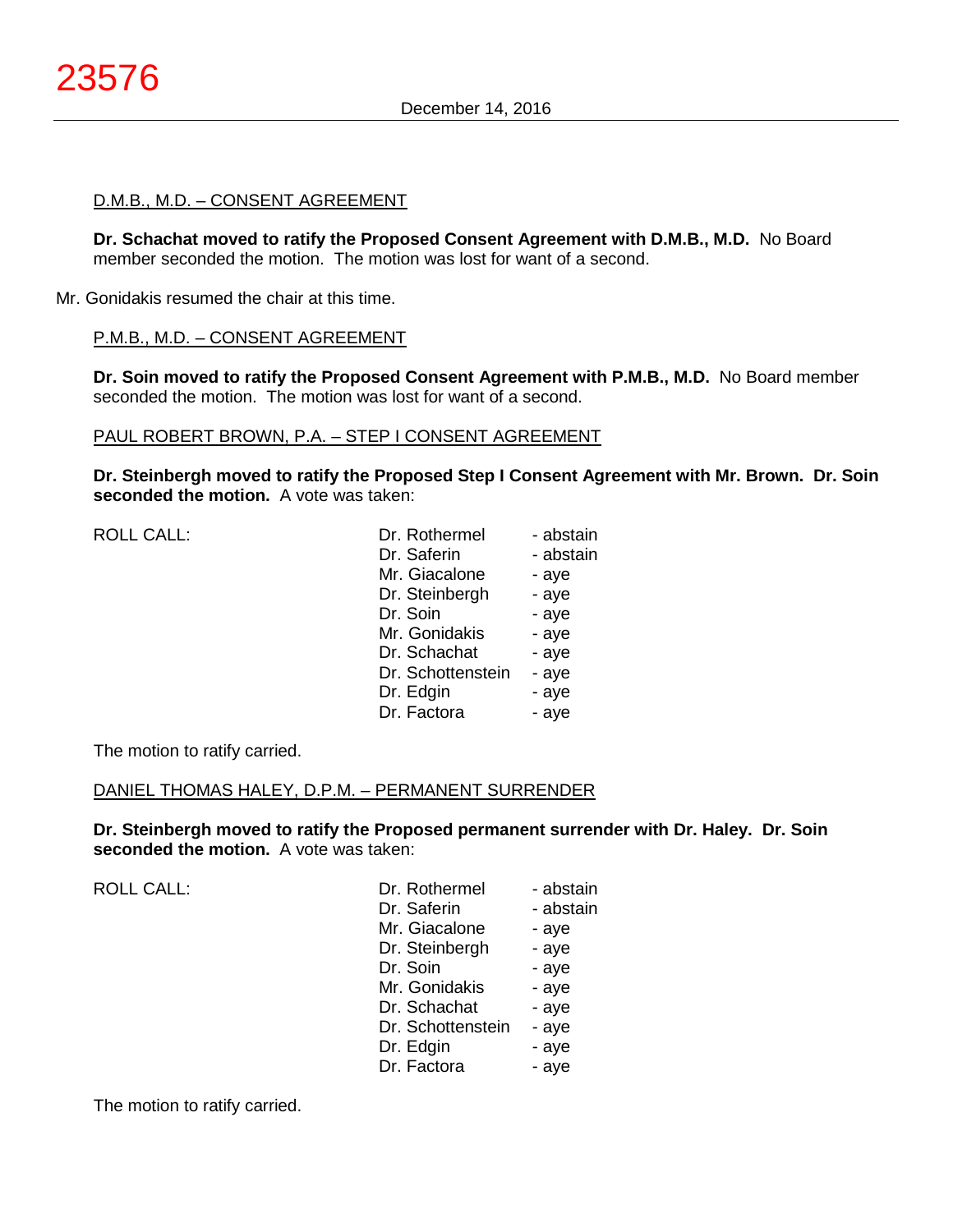D.M.B., M.D. – CONSENT AGREEMENT

**Dr. Schachat moved to ratify the Proposed Consent Agreement with D.M.B., M.D.** No Board member seconded the motion. The motion was lost for want of a second.

Mr. Gonidakis resumed the chair at this time.

P.M.B., M.D. – CONSENT AGREEMENT

**Dr. Soin moved to ratify the Proposed Consent Agreement with P.M.B., M.D.** No Board member seconded the motion. The motion was lost for want of a second.

PAUL ROBERT BROWN, P.A. – STEP I CONSENT AGREEMENT

**Dr. Steinbergh moved to ratify the Proposed Step I Consent Agreement with Mr. Brown. Dr. Soin seconded the motion.** A vote was taken:

| ROLL CALL: | | |
|---|---|---|
| | Dr. Rothermel | - abstain |
| | Dr. Saferin | - abstain |
| | Mr. Giacalone | - aye |
| | Dr. Steinbergh | - aye |
| | Dr. Soin | - aye |
| | Mr. Gonidakis | - aye |
| | Dr. Schachat | - aye |
| | Dr. Schottenstein | - aye |
| | Dr. Edgin | - aye |
| | Dr. Factora | - aye |

The motion to ratify carried.

DANIEL THOMAS HALEY, D.P.M. – PERMANENT SURRENDER

**Dr. Steinbergh moved to ratify the Proposed permanent surrender with Dr. Haley. Dr. Soin seconded the motion.** A vote was taken:

| ROLL CALL: | | |
|---|---|---|
| | Dr. Rothermel | - abstain |
| | Dr. Saferin | - abstain |
| | Mr. Giacalone | - aye |
| | Dr. Steinbergh | - aye |
| | Dr. Soin | - aye |
| | Mr. Gonidakis | - aye |
| | Dr. Schachat | - aye |
| | Dr. Schottenstein | - aye |
| | Dr. Edgin | - aye |
| | Dr. Factora | - aye |

The motion to ratify carried.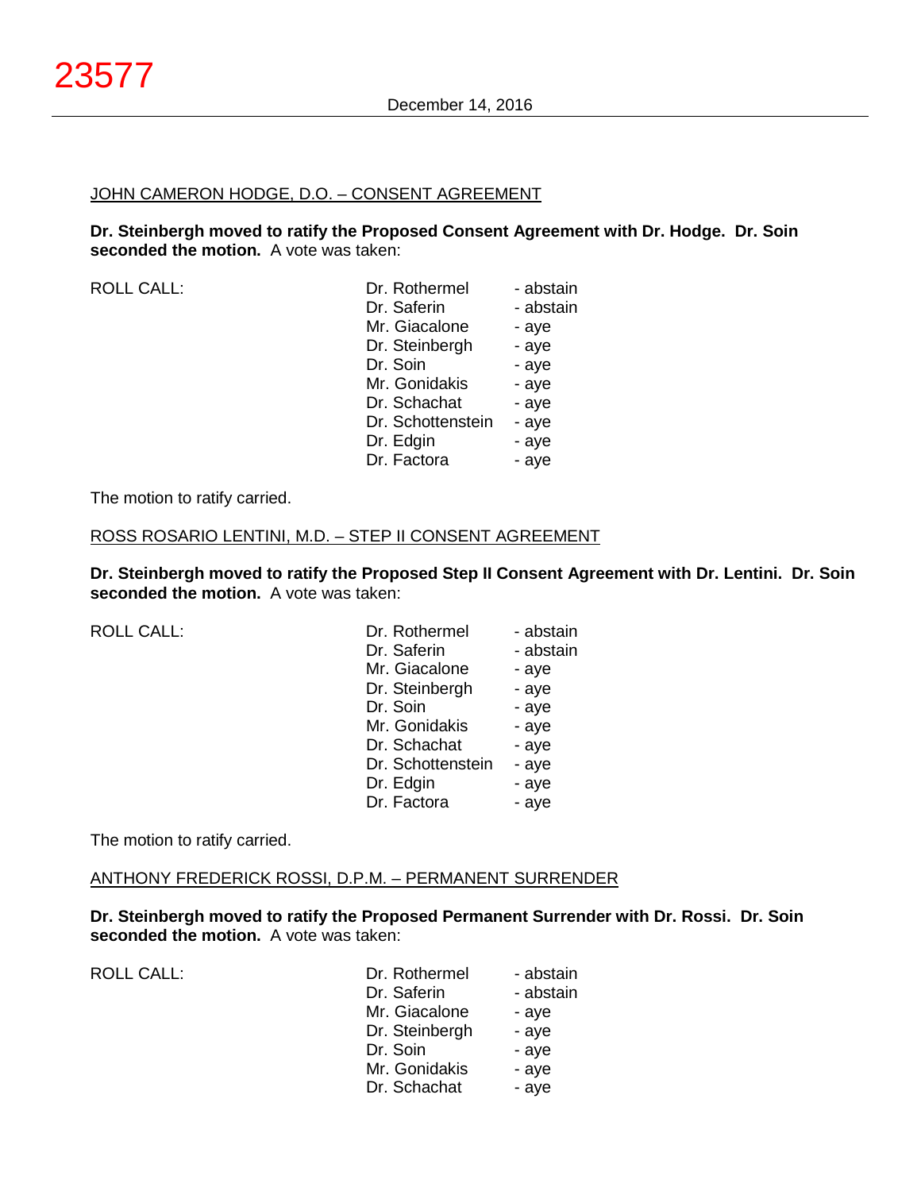JOHN CAMERON HODGE, D.O. – CONSENT AGREEMENT

**Dr. Steinbergh moved to ratify the Proposed Consent Agreement with Dr. Hodge. Dr. Soin seconded the motion.** A vote was taken:

| ROLL CALL: | | |
|---|---|---|
| | Dr. Rothermel | - abstain |
| | Dr. Saferin | - abstain |
| | Mr. Giacalone | - aye |
| | Dr. Steinbergh | - aye |
| | Dr. Soin | - aye |
| | Mr. Gonidakis | - aye |
| | Dr. Schachat | - aye |
| | Dr. Schottenstein | - aye |
| | Dr. Edgin | - aye |
| | Dr. Factora | - aye |

The motion to ratify carried.

ROSS ROSARIO LENTINI, M.D. – STEP II CONSENT AGREEMENT

**Dr. Steinbergh moved to ratify the Proposed Step II Consent Agreement with Dr. Lentini. Dr. Soin seconded the motion.** A vote was taken:

| ROLL CALL: | | |
|---|---|---|
| | Dr. Rothermel | - abstain |
| | Dr. Saferin | - abstain |
| | Mr. Giacalone | - aye |
| | Dr. Steinbergh | - aye |
| | Dr. Soin | - aye |
| | Mr. Gonidakis | - aye |
| | Dr. Schachat | - aye |
| | Dr. Schottenstein | - aye |
| | Dr. Edgin | - aye |
| | Dr. Factora | - aye |

The motion to ratify carried.

ANTHONY FREDERICK ROSSI, D.P.M. – PERMANENT SURRENDER

**Dr. Steinbergh moved to ratify the Proposed Permanent Surrender with Dr. Rossi. Dr. Soin seconded the motion.** A vote was taken:

| ROLL CALL: | | |
|---|---|---|
| | Dr. Rothermel | - abstain |
| | Dr. Saferin | - abstain |
| | Mr. Giacalone | - aye |
| | Dr. Steinbergh | - aye |
| | Dr. Soin | - aye |
| | Mr. Gonidakis | - aye |
| | Dr. Schachat | - aye |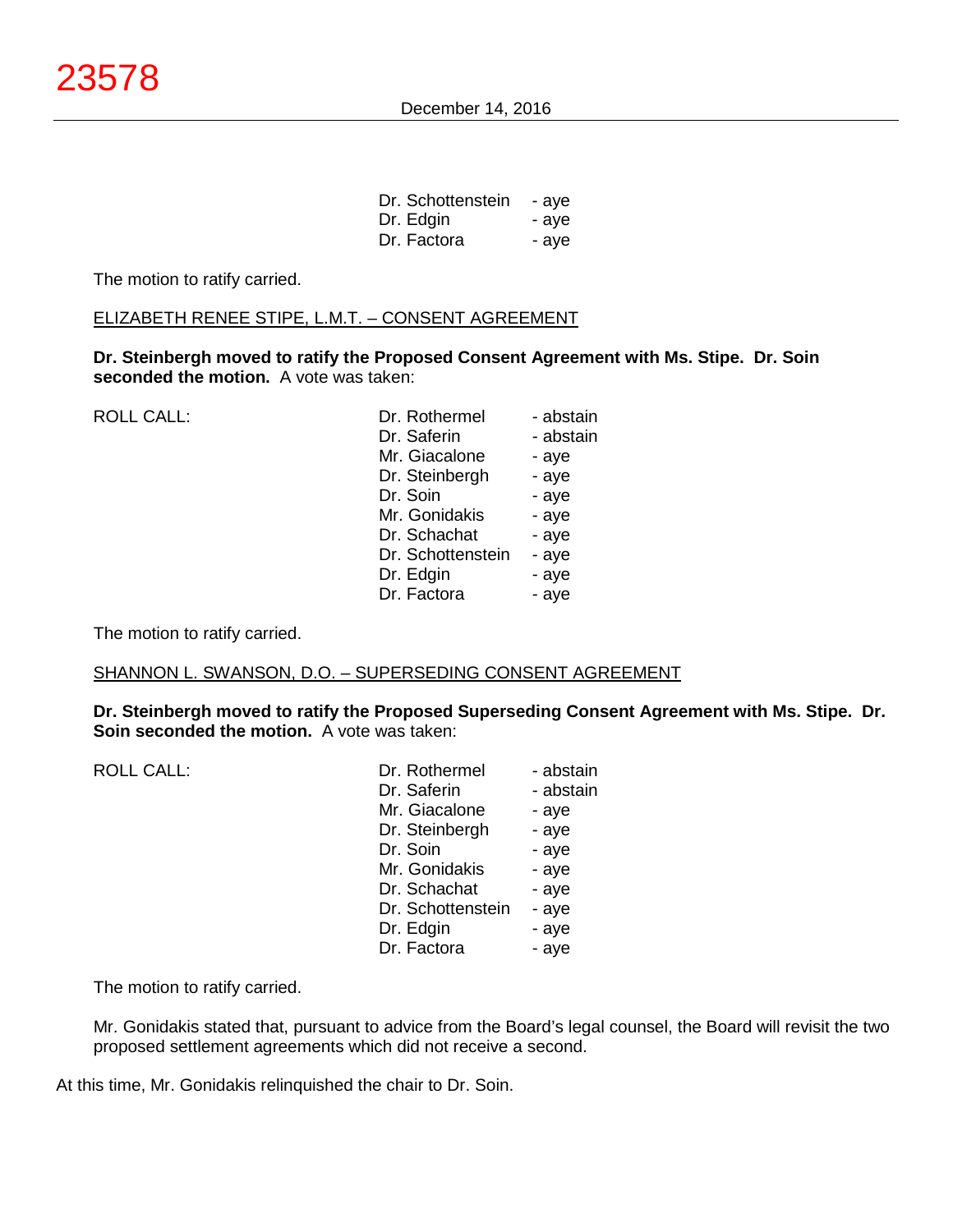| | | |
|---|---|---|
| | Dr. Schottenstein | - aye |
| | Dr. Edgin | - aye |
| | Dr. Factora | - aye |

The motion to ratify carried.

ELIZABETH RENEE STIPE, L.M.T. – CONSENT AGREEMENT

**Dr. Steinbergh moved to ratify the Proposed Consent Agreement with Ms. Stipe. Dr. Soin seconded the motion.** A vote was taken:

| ROLL CALL: | | |
|---|---|---|
| | Dr. Rothermel | - abstain |
| | Dr. Saferin | - abstain |
| | Mr. Giacalone | - aye |
| | Dr. Steinbergh | - aye |
| | Dr. Soin | - aye |
| | Mr. Gonidakis | - aye |
| | Dr. Schachat | - aye |
| | Dr. Schottenstein | - aye |
| | Dr. Edgin | - aye |
| | Dr. Factora | - aye |

The motion to ratify carried.

SHANNON L. SWANSON, D.O. – SUPERSEDING CONSENT AGREEMENT

**Dr. Steinbergh moved to ratify the Proposed Superseding Consent Agreement with Ms. Stipe. Dr. Soin seconded the motion.** A vote was taken:

| ROLL CALL: | | |
|---|---|---|
| | Dr. Rothermel | - abstain |
| | Dr. Saferin | - abstain |
| | Mr. Giacalone | - aye |
| | Dr. Steinbergh | - aye |
| | Dr. Soin | - aye |
| | Mr. Gonidakis | - aye |
| | Dr. Schachat | - aye |
| | Dr. Schottenstein | - aye |
| | Dr. Edgin | - aye |
| | Dr. Factora | - aye |

The motion to ratify carried.

Mr. Gonidakis stated that, pursuant to advice from the Board's legal counsel, the Board will revisit the two proposed settlement agreements which did not receive a second.

At this time, Mr. Gonidakis relinquished the chair to Dr. Soin.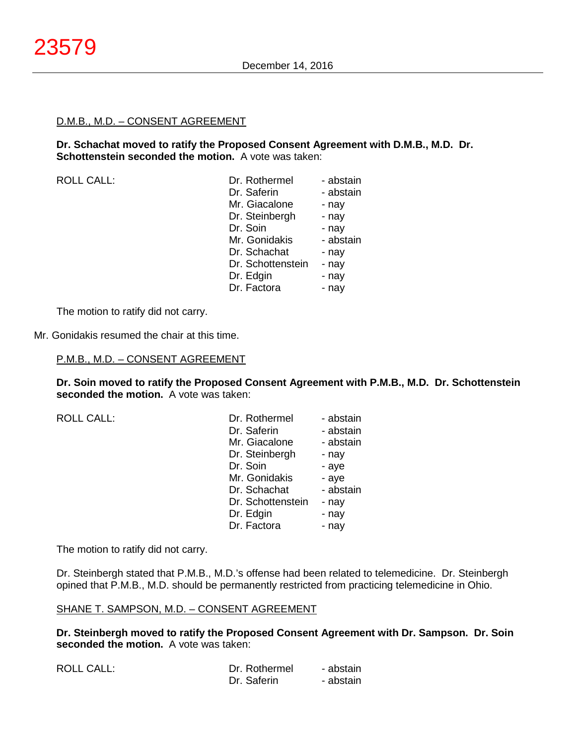D.M.B., M.D. – CONSENT AGREEMENT

**Dr. Schachat moved to ratify the Proposed Consent Agreement with D.M.B., M.D. Dr. Schottenstein seconded the motion.** A vote was taken:

| ROLL CALL: | | |
|---|---|---|
| | Dr. Rothermel | - abstain |
| | Dr. Saferin | - abstain |
| | Mr. Giacalone | - nay |
| | Dr. Steinbergh | - nay |
| | Dr. Soin | - nay |
| | Mr. Gonidakis | - abstain |
| | Dr. Schachat | - nay |
| | Dr. Schottenstein | - nay |
| | Dr. Edgin | - nay |
| | Dr. Factora | - nay |

The motion to ratify did not carry.

Mr. Gonidakis resumed the chair at this time.

P.M.B., M.D. – CONSENT AGREEMENT

**Dr. Soin moved to ratify the Proposed Consent Agreement with P.M.B., M.D. Dr. Schottenstein seconded the motion.** A vote was taken:

| ROLL CALL: | | |
|---|---|---|
| | Dr. Rothermel | - abstain |
| | Dr. Saferin | - abstain |
| | Mr. Giacalone | - abstain |
| | Dr. Steinbergh | - nay |
| | Dr. Soin | - aye |
| | Mr. Gonidakis | - aye |
| | Dr. Schachat | - abstain |
| | Dr. Schottenstein | - nay |
| | Dr. Edgin | - nay |
| | Dr. Factora | - nay |

The motion to ratify did not carry.

Dr. Steinbergh stated that P.M.B., M.D.'s offense had been related to telemedicine. Dr. Steinbergh opined that P.M.B., M.D. should be permanently restricted from practicing telemedicine in Ohio.

SHANE T. SAMPSON, M.D. – CONSENT AGREEMENT

**Dr. Steinbergh moved to ratify the Proposed Consent Agreement with Dr. Sampson. Dr. Soin seconded the motion.** A vote was taken:

| ROLL CALL: | | |
|---|---|---|
| | Dr. Rothermel | - abstain |
| | Dr. Saferin | - abstain |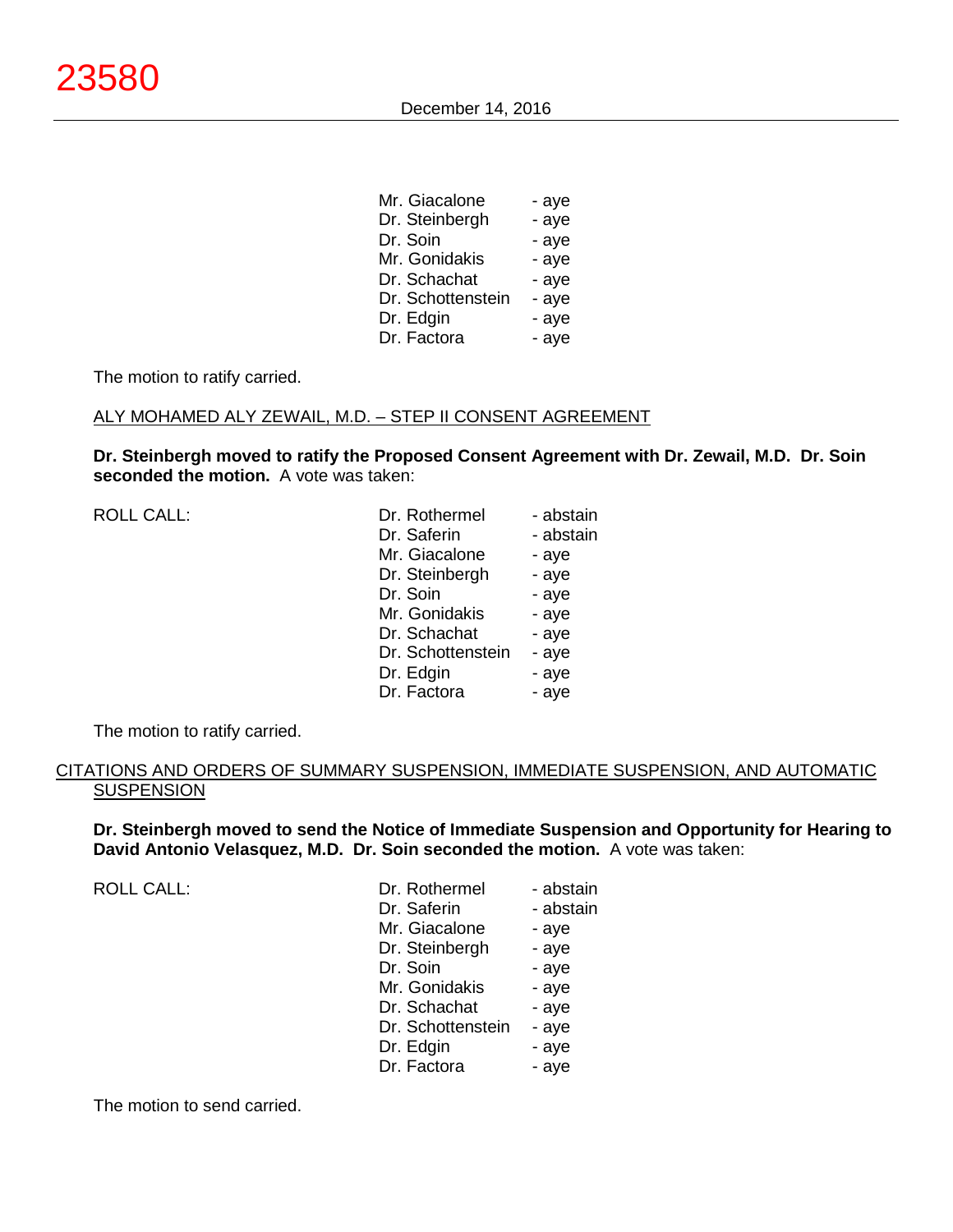| | |
|---|---|
| Mr. Giacalone | - aye |
| Dr. Steinbergh | - aye |
| Dr. Soin | - aye |
| Mr. Gonidakis | - aye |
| Dr. Schachat | - aye |
| Dr. Schottenstein | - aye |
| Dr. Edgin | - aye |
| Dr. Factora | - aye |

The motion to ratify carried.

ALY MOHAMED ALY ZEWAIL, M.D. – STEP II CONSENT AGREEMENT

**Dr. Steinbergh moved to ratify the Proposed Consent Agreement with Dr. Zewail, M.D. Dr. Soin seconded the motion.** A vote was taken:

| ROLL CALL: | | |
|---|---|---|
| | Dr. Rothermel | - abstain |
| | Dr. Saferin | - abstain |
| | Mr. Giacalone | - aye |
| | Dr. Steinbergh | - aye |
| | Dr. Soin | - aye |
| | Mr. Gonidakis | - aye |
| | Dr. Schachat | - aye |
| | Dr. Schottenstein | - aye |
| | Dr. Edgin | - aye |
| | Dr. Factora | - aye |

The motion to ratify carried.

CITATIONS AND ORDERS OF SUMMARY SUSPENSION, IMMEDIATE SUSPENSION, AND AUTOMATIC SUSPENSION

**Dr. Steinbergh moved to send the Notice of Immediate Suspension and Opportunity for Hearing to David Antonio Velasquez, M.D. Dr. Soin seconded the motion.** A vote was taken:

| ROLL CALL: | | |
|---|---|---|
| | Dr. Rothermel | - abstain |
| | Dr. Saferin | - abstain |
| | Mr. Giacalone | - aye |
| | Dr. Steinbergh | - aye |
| | Dr. Soin | - aye |
| | Mr. Gonidakis | - aye |
| | Dr. Schachat | - aye |
| | Dr. Schottenstein | - aye |
| | Dr. Edgin | - aye |
| | Dr. Factora | - aye |

The motion to send carried.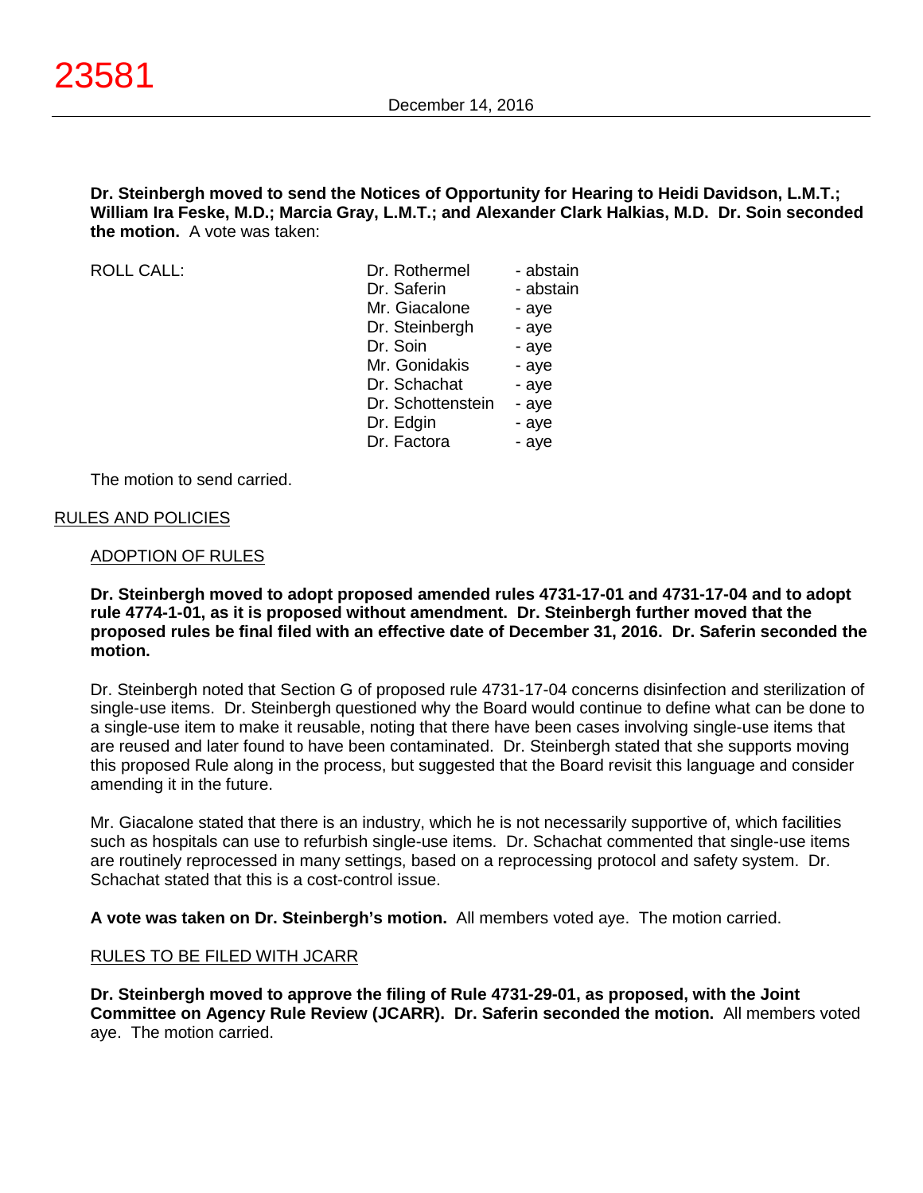**Dr. Steinbergh moved to send the Notices of Opportunity for Hearing to Heidi Davidson, L.M.T.; William Ira Feske, M.D.; Marcia Gray, L.M.T.; and Alexander Clark Halkias, M.D. Dr. Soin seconded the motion.** A vote was taken:

| ROLL CALL: | Dr. Rothermel | - abstain |
|---|---|---|
| | Dr. Saferin | - abstain |
| | Mr. Giacalone | - aye |
| | Dr. Steinbergh | - aye |
| | Dr. Soin | - aye |
| | Mr. Gonidakis | - aye |
| | Dr. Schachat | - aye |
| | Dr. Schottenstein | - aye |
| | Dr. Edgin | - aye |
| | Dr. Factora | - aye |

The motion to send carried.

## RULES AND POLICIES

### ADOPTION OF RULES

**Dr. Steinbergh moved to adopt proposed amended rules 4731-17-01 and 4731-17-04 and to adopt rule 4774-1-01, as it is proposed without amendment. Dr. Steinbergh further moved that the proposed rules be final filed with an effective date of December 31, 2016. Dr. Saferin seconded the motion.**

Dr. Steinbergh noted that Section G of proposed rule 4731-17-04 concerns disinfection and sterilization of single-use items. Dr. Steinbergh questioned why the Board would continue to define what can be done to a single-use item to make it reusable, noting that there have been cases involving single-use items that are reused and later found to have been contaminated. Dr. Steinbergh stated that she supports moving this proposed Rule along in the process, but suggested that the Board revisit this language and consider amending it in the future.

Mr. Giacalone stated that there is an industry, which he is not necessarily supportive of, which facilities such as hospitals can use to refurbish single-use items. Dr. Schachat commented that single-use items are routinely reprocessed in many settings, based on a reprocessing protocol and safety system. Dr. Schachat stated that this is a cost-control issue.

**A vote was taken on Dr. Steinbergh's motion.** All members voted aye. The motion carried.

### RULES TO BE FILED WITH JCARR

**Dr. Steinbergh moved to approve the filing of Rule 4731-29-01, as proposed, with the Joint Committee on Agency Rule Review (JCARR). Dr. Saferin seconded the motion.** All members voted aye. The motion carried.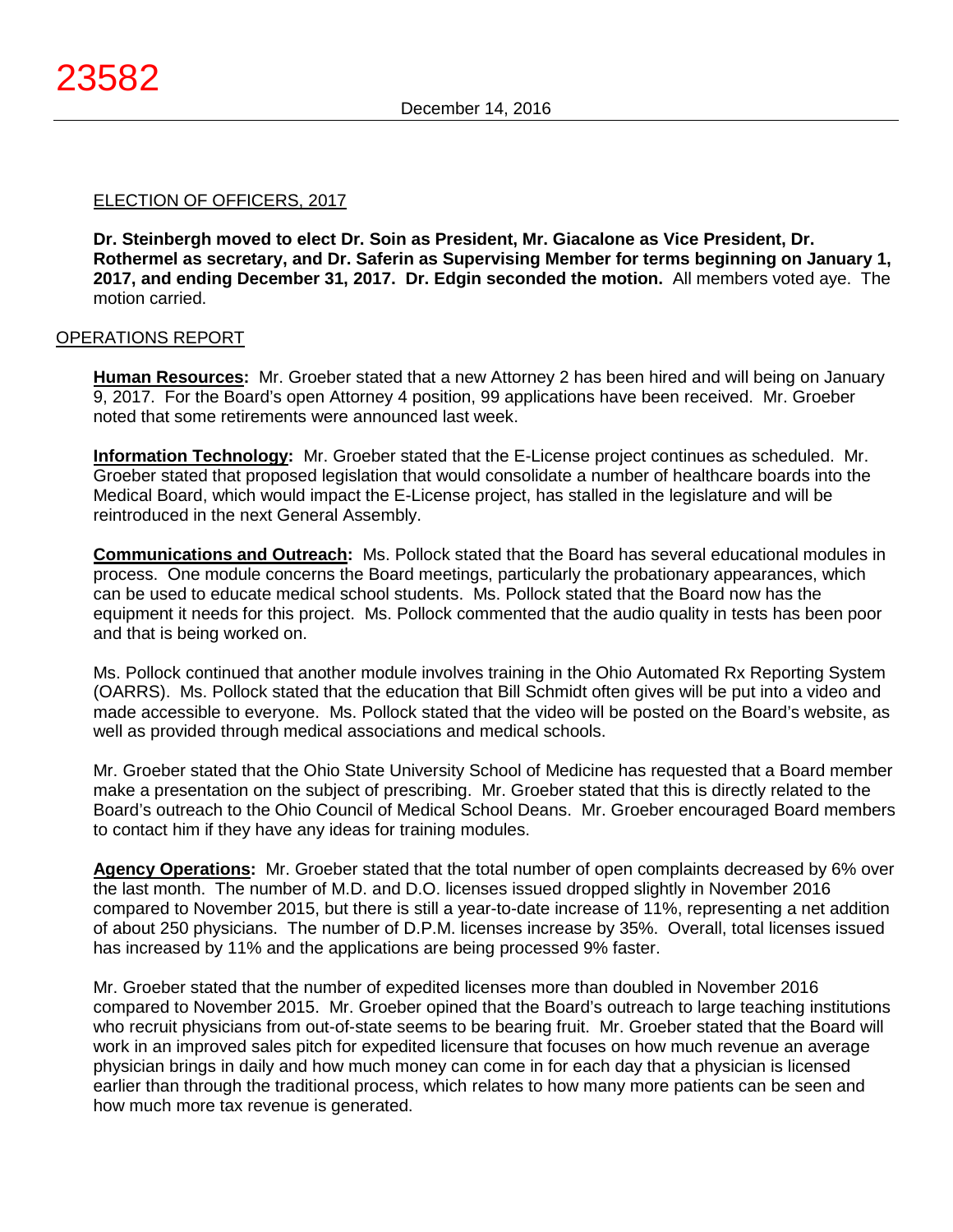ELECTION OF OFFICERS, 2017

**Dr. Steinbergh moved to elect Dr. Soin as President, Mr. Giacalone as Vice President, Dr. Rothermel as secretary, and Dr. Saferin as Supervising Member for terms beginning on January 1, 2017, and ending December 31, 2017. Dr. Edgin seconded the motion.** All members voted aye. The motion carried.

OPERATIONS REPORT

**Human Resources:** Mr. Groeber stated that a new Attorney 2 has been hired and will being on January 9, 2017. For the Board's open Attorney 4 position, 99 applications have been received. Mr. Groeber noted that some retirements were announced last week.

**Information Technology:** Mr. Groeber stated that the E-License project continues as scheduled. Mr. Groeber stated that proposed legislation that would consolidate a number of healthcare boards into the Medical Board, which would impact the E-License project, has stalled in the legislature and will be reintroduced in the next General Assembly.

**Communications and Outreach:** Ms. Pollock stated that the Board has several educational modules in process. One module concerns the Board meetings, particularly the probationary appearances, which can be used to educate medical school students. Ms. Pollock stated that the Board now has the equipment it needs for this project. Ms. Pollock commented that the audio quality in tests has been poor and that is being worked on.

Ms. Pollock continued that another module involves training in the Ohio Automated Rx Reporting System (OARRS). Ms. Pollock stated that the education that Bill Schmidt often gives will be put into a video and made accessible to everyone. Ms. Pollock stated that the video will be posted on the Board's website, as well as provided through medical associations and medical schools.

Mr. Groeber stated that the Ohio State University School of Medicine has requested that a Board member make a presentation on the subject of prescribing. Mr. Groeber stated that this is directly related to the Board's outreach to the Ohio Council of Medical School Deans. Mr. Groeber encouraged Board members to contact him if they have any ideas for training modules.

**Agency Operations:** Mr. Groeber stated that the total number of open complaints decreased by 6% over the last month. The number of M.D. and D.O. licenses issued dropped slightly in November 2016 compared to November 2015, but there is still a year-to-date increase of 11%, representing a net addition of about 250 physicians. The number of D.P.M. licenses increase by 35%. Overall, total licenses issued has increased by 11% and the applications are being processed 9% faster.

Mr. Groeber stated that the number of expedited licenses more than doubled in November 2016 compared to November 2015. Mr. Groeber opined that the Board's outreach to large teaching institutions who recruit physicians from out-of-state seems to be bearing fruit. Mr. Groeber stated that the Board will work in an improved sales pitch for expedited licensure that focuses on how much revenue an average physician brings in daily and how much money can come in for each day that a physician is licensed earlier than through the traditional process, which relates to how many more patients can be seen and how much more tax revenue is generated.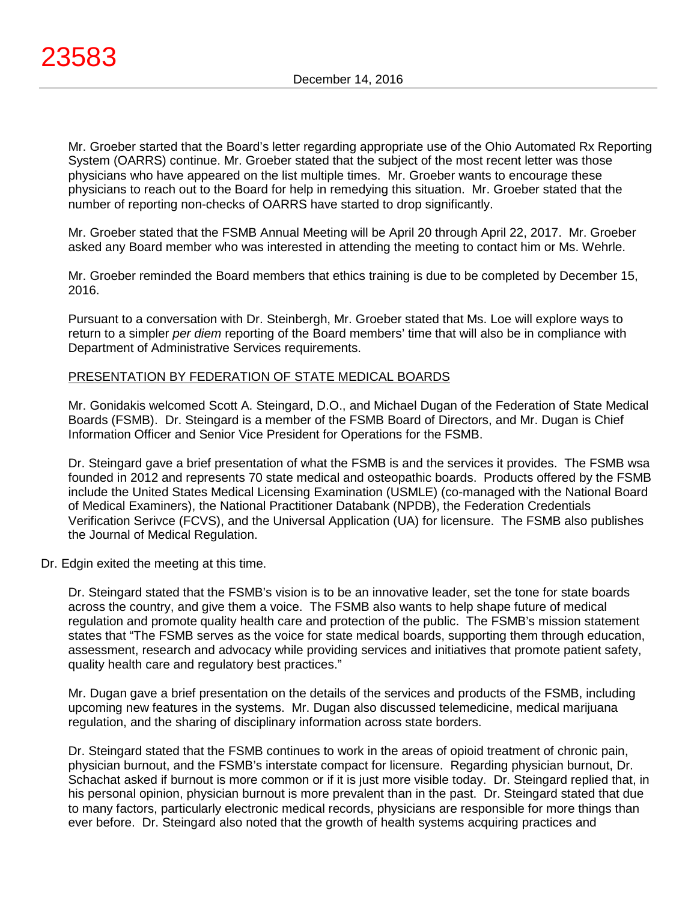Mr. Groeber started that the Board's letter regarding appropriate use of the Ohio Automated Rx Reporting System (OARRS) continue. Mr. Groeber stated that the subject of the most recent letter was those physicians who have appeared on the list multiple times. Mr. Groeber wants to encourage these physicians to reach out to the Board for help in remedying this situation. Mr. Groeber stated that the number of reporting non-checks of OARRS have started to drop significantly.

Mr. Groeber stated that the FSMB Annual Meeting will be April 20 through April 22, 2017. Mr. Groeber asked any Board member who was interested in attending the meeting to contact him or Ms. Wehrle.

Mr. Groeber reminded the Board members that ethics training is due to be completed by December 15, 2016.

Pursuant to a conversation with Dr. Steinbergh, Mr. Groeber stated that Ms. Loe will explore ways to return to a simpler *per diem* reporting of the Board members' time that will also be in compliance with Department of Administrative Services requirements.

PRESENTATION BY FEDERATION OF STATE MEDICAL BOARDS

Mr. Gonidakis welcomed Scott A. Steingard, D.O., and Michael Dugan of the Federation of State Medical Boards (FSMB). Dr. Steingard is a member of the FSMB Board of Directors, and Mr. Dugan is Chief Information Officer and Senior Vice President for Operations for the FSMB.

Dr. Steingard gave a brief presentation of what the FSMB is and the services it provides. The FSMB wsa founded in 2012 and represents 70 state medical and osteopathic boards. Products offered by the FSMB include the United States Medical Licensing Examination (USMLE) (co-managed with the National Board of Medical Examiners), the National Practitioner Databank (NPDB), the Federation Credentials Verification Serivce (FCVS), and the Universal Application (UA) for licensure. The FSMB also publishes the Journal of Medical Regulation.

Dr. Edgin exited the meeting at this time.

Dr. Steingard stated that the FSMB's vision is to be an innovative leader, set the tone for state boards across the country, and give them a voice. The FSMB also wants to help shape future of medical regulation and promote quality health care and protection of the public. The FSMB's mission statement states that "The FSMB serves as the voice for state medical boards, supporting them through education, assessment, research and advocacy while providing services and initiatives that promote patient safety, quality health care and regulatory best practices."

Mr. Dugan gave a brief presentation on the details of the services and products of the FSMB, including upcoming new features in the systems. Mr. Dugan also discussed telemedicine, medical marijuana regulation, and the sharing of disciplinary information across state borders.

Dr. Steingard stated that the FSMB continues to work in the areas of opioid treatment of chronic pain, physician burnout, and the FSMB's interstate compact for licensure. Regarding physician burnout, Dr. Schachat asked if burnout is more common or if it is just more visible today. Dr. Steingard replied that, in his personal opinion, physician burnout is more prevalent than in the past. Dr. Steingard stated that due to many factors, particularly electronic medical records, physicians are responsible for more things than ever before. Dr. Steingard also noted that the growth of health systems acquiring practices and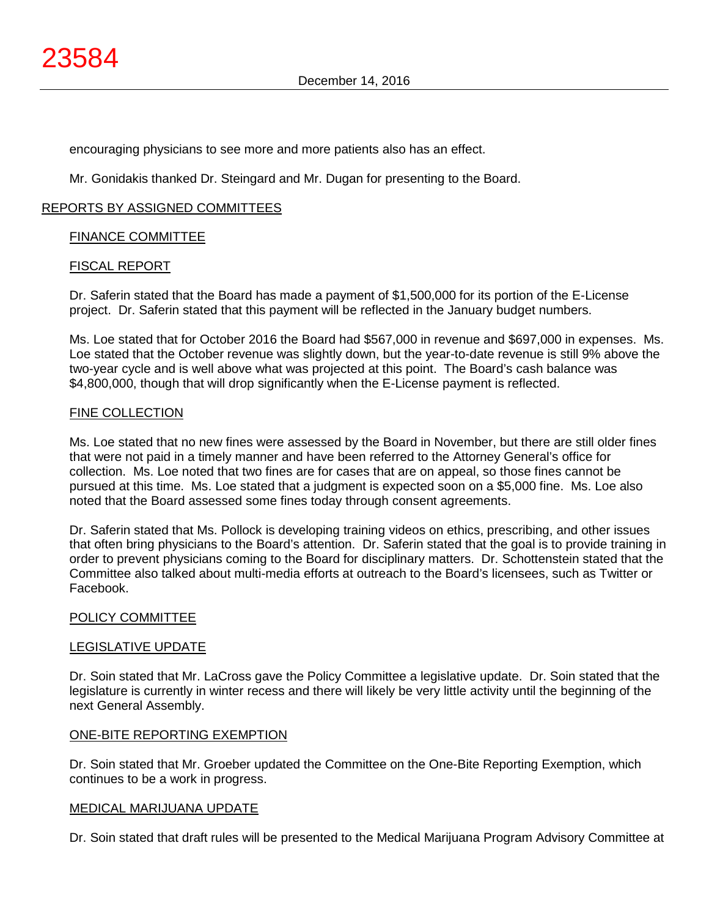encouraging physicians to see more and more patients also has an effect.

Mr. Gonidakis thanked Dr. Steingard and Mr. Dugan for presenting to the Board.

## REPORTS BY ASSIGNED COMMITTEES

### FINANCE COMMITTEE

### FISCAL REPORT

Dr. Saferin stated that the Board has made a payment of $1,500,000 for its portion of the E-License project. Dr. Saferin stated that this payment will be reflected in the January budget numbers.

Ms. Loe stated that for October 2016 the Board had $567,000 in revenue and $697,000 in expenses. Ms. Loe stated that the October revenue was slightly down, but the year-to-date revenue is still 9% above the two-year cycle and is well above what was projected at this point. The Board's cash balance was $4,800,000, though that will drop significantly when the E-License payment is reflected.

### FINE COLLECTION

Ms. Loe stated that no new fines were assessed by the Board in November, but there are still older fines that were not paid in a timely manner and have been referred to the Attorney General's office for collection. Ms. Loe noted that two fines are for cases that are on appeal, so those fines cannot be pursued at this time. Ms. Loe stated that a judgment is expected soon on a $5,000 fine. Ms. Loe also noted that the Board assessed some fines today through consent agreements.

Dr. Saferin stated that Ms. Pollock is developing training videos on ethics, prescribing, and other issues that often bring physicians to the Board's attention. Dr. Saferin stated that the goal is to provide training in order to prevent physicians coming to the Board for disciplinary matters. Dr. Schottenstein stated that the Committee also talked about multi-media efforts at outreach to the Board's licensees, such as Twitter or Facebook.

### POLICY COMMITTEE

### LEGISLATIVE UPDATE

Dr. Soin stated that Mr. LaCross gave the Policy Committee a legislative update. Dr. Soin stated that the legislature is currently in winter recess and there will likely be very little activity until the beginning of the next General Assembly.

### ONE-BITE REPORTING EXEMPTION

Dr. Soin stated that Mr. Groeber updated the Committee on the One-Bite Reporting Exemption, which continues to be a work in progress.

### MEDICAL MARIJUANA UPDATE

Dr. Soin stated that draft rules will be presented to the Medical Marijuana Program Advisory Committee at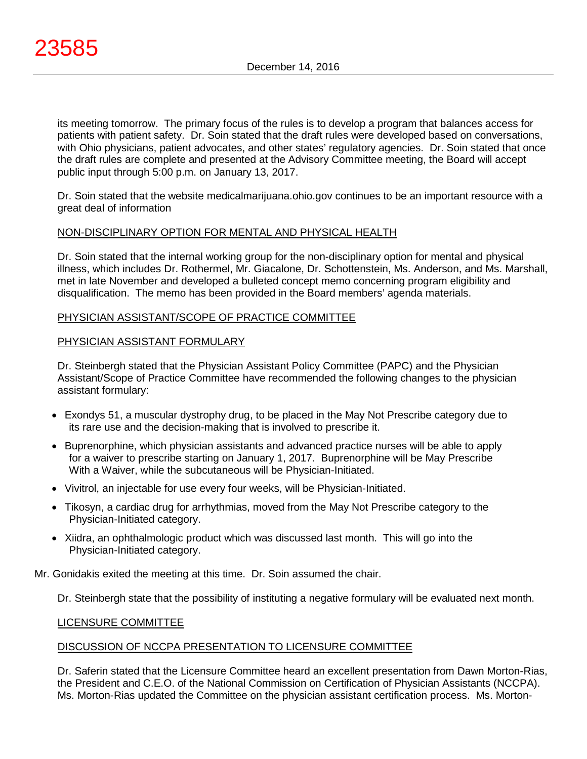its meeting tomorrow. The primary focus of the rules is to develop a program that balances access for patients with patient safety. Dr. Soin stated that the draft rules were developed based on conversations, with Ohio physicians, patient advocates, and other states' regulatory agencies. Dr. Soin stated that once the draft rules are complete and presented at the Advisory Committee meeting, the Board will accept public input through 5:00 p.m. on January 13, 2017.

Dr. Soin stated that the website medicalmarijuana.ohio.gov continues to be an important resource with a great deal of information

NON-DISCIPLINARY OPTION FOR MENTAL AND PHYSICAL HEALTH

Dr. Soin stated that the internal working group for the non-disciplinary option for mental and physical illness, which includes Dr. Rothermel, Mr. Giacalone, Dr. Schottenstein, Ms. Anderson, and Ms. Marshall, met in late November and developed a bulleted concept memo concerning program eligibility and disqualification. The memo has been provided in the Board members' agenda materials.

PHYSICIAN ASSISTANT/SCOPE OF PRACTICE COMMITTEE

PHYSICIAN ASSISTANT FORMULARY

Dr. Steinbergh stated that the Physician Assistant Policy Committee (PAPC) and the Physician Assistant/Scope of Practice Committee have recommended the following changes to the physician assistant formulary:

- Exondys 51, a muscular dystrophy drug, to be placed in the May Not Prescribe category due to its rare use and the decision-making that is involved to prescribe it.
- Buprenorphine, which physician assistants and advanced practice nurses will be able to apply for a waiver to prescribe starting on January 1, 2017. Buprenorphine will be May Prescribe With a Waiver, while the subcutaneous will be Physician-Initiated.
- Vivitrol, an injectable for use every four weeks, will be Physician-Initiated.
- Tikosyn, a cardiac drug for arrhythmias, moved from the May Not Prescribe category to the Physician-Initiated category.
- Xiidra, an ophthalmologic product which was discussed last month. This will go into the Physician-Initiated category.

Mr. Gonidakis exited the meeting at this time. Dr. Soin assumed the chair.

Dr. Steinbergh state that the possibility of instituting a negative formulary will be evaluated next month.

LICENSURE COMMITTEE

DISCUSSION OF NCCPA PRESENTATION TO LICENSURE COMMITTEE

Dr. Saferin stated that the Licensure Committee heard an excellent presentation from Dawn Morton-Rias, the President and C.E.O. of the National Commission on Certification of Physician Assistants (NCCPA). Ms. Morton-Rias updated the Committee on the physician assistant certification process. Ms. Morton-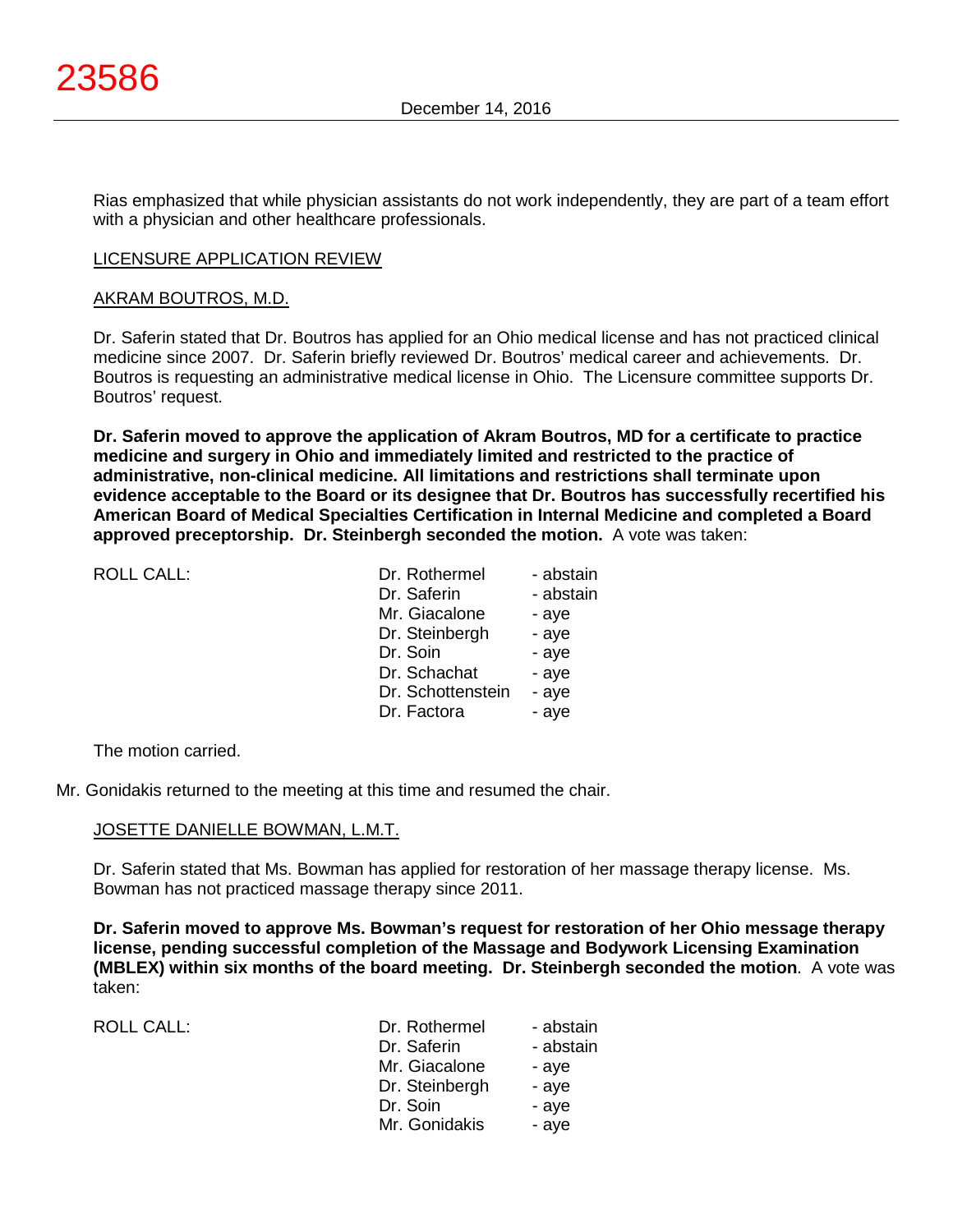Rias emphasized that while physician assistants do not work independently, they are part of a team effort with a physician and other healthcare professionals.

## LICENSURE APPLICATION REVIEW

### AKRAM BOUTROS, M.D.

Dr. Saferin stated that Dr. Boutros has applied for an Ohio medical license and has not practiced clinical medicine since 2007. Dr. Saferin briefly reviewed Dr. Boutros' medical career and achievements. Dr. Boutros is requesting an administrative medical license in Ohio. The Licensure committee supports Dr. Boutros' request.

**Dr. Saferin moved to approve the application of Akram Boutros, MD for a certificate to practice medicine and surgery in Ohio and immediately limited and restricted to the practice of administrative, non-clinical medicine. All limitations and restrictions shall terminate upon evidence acceptable to the Board or its designee that Dr. Boutros has successfully recertified his American Board of Medical Specialties Certification in Internal Medicine and completed a Board approved preceptorship. Dr. Steinbergh seconded the motion.** A vote was taken:

| ROLL CALL: | | |
|---|---|---|
| | Dr. Rothermel | - abstain |
| | Dr. Saferin | - abstain |
| | Mr. Giacalone | - aye |
| | Dr. Steinbergh | - aye |
| | Dr. Soin | - aye |
| | Dr. Schachat | - aye |
| | Dr. Schottenstein | - aye |
| | Dr. Factora | - aye |

The motion carried.

Mr. Gonidakis returned to the meeting at this time and resumed the chair.

### JOSETTE DANIELLE BOWMAN, L.M.T.

Dr. Saferin stated that Ms. Bowman has applied for restoration of her massage therapy license. Ms. Bowman has not practiced massage therapy since 2011.

**Dr. Saferin moved to approve Ms. Bowman's request for restoration of her Ohio message therapy license, pending successful completion of the Massage and Bodywork Licensing Examination (MBLEX) within six months of the board meeting. Dr. Steinbergh seconded the motion**. A vote was taken:

| ROLL CALL: | | |
|---|---|---|
| | Dr. Rothermel | - abstain |
| | Dr. Saferin | - abstain |
| | Mr. Giacalone | - aye |
| | Dr. Steinbergh | - aye |
| | Dr. Soin | - aye |
| | Mr. Gonidakis | - aye |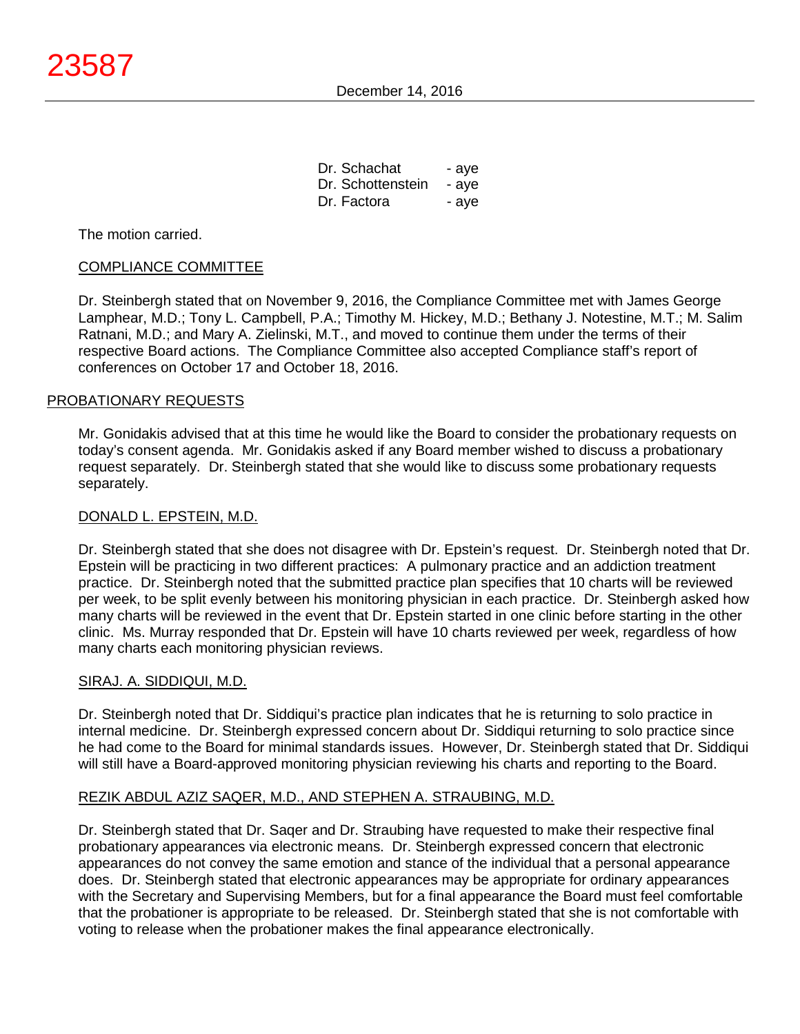| | |
|---|---|
| Dr. Schachat | - aye |
| Dr. Schottenstein | - aye |
| Dr. Factora | - aye |

The motion carried.

COMPLIANCE COMMITTEE

Dr. Steinbergh stated that on November 9, 2016, the Compliance Committee met with James George Lamphear, M.D.; Tony L. Campbell, P.A.; Timothy M. Hickey, M.D.; Bethany J. Notestine, M.T.; M. Salim Ratnani, M.D.; and Mary A. Zielinski, M.T., and moved to continue them under the terms of their respective Board actions. The Compliance Committee also accepted Compliance staff's report of conferences on October 17 and October 18, 2016.

PROBATIONARY REQUESTS

Mr. Gonidakis advised that at this time he would like the Board to consider the probationary requests on today's consent agenda. Mr. Gonidakis asked if any Board member wished to discuss a probationary request separately. Dr. Steinbergh stated that she would like to discuss some probationary requests separately.

DONALD L. EPSTEIN, M.D.

Dr. Steinbergh stated that she does not disagree with Dr. Epstein's request. Dr. Steinbergh noted that Dr. Epstein will be practicing in two different practices: A pulmonary practice and an addiction treatment practice. Dr. Steinbergh noted that the submitted practice plan specifies that 10 charts will be reviewed per week, to be split evenly between his monitoring physician in each practice. Dr. Steinbergh asked how many charts will be reviewed in the event that Dr. Epstein started in one clinic before starting in the other clinic. Ms. Murray responded that Dr. Epstein will have 10 charts reviewed per week, regardless of how many charts each monitoring physician reviews.

SIRAJ. A. SIDDIQUI, M.D.

Dr. Steinbergh noted that Dr. Siddiqui's practice plan indicates that he is returning to solo practice in internal medicine. Dr. Steinbergh expressed concern about Dr. Siddiqui returning to solo practice since he had come to the Board for minimal standards issues. However, Dr. Steinbergh stated that Dr. Siddiqui will still have a Board-approved monitoring physician reviewing his charts and reporting to the Board.

REZIK ABDUL AZIZ SAQER, M.D., AND STEPHEN A. STRAUBING, M.D.

Dr. Steinbergh stated that Dr. Saqer and Dr. Straubing have requested to make their respective final probationary appearances via electronic means. Dr. Steinbergh expressed concern that electronic appearances do not convey the same emotion and stance of the individual that a personal appearance does. Dr. Steinbergh stated that electronic appearances may be appropriate for ordinary appearances with the Secretary and Supervising Members, but for a final appearance the Board must feel comfortable that the probationer is appropriate to be released. Dr. Steinbergh stated that she is not comfortable with voting to release when the probationer makes the final appearance electronically.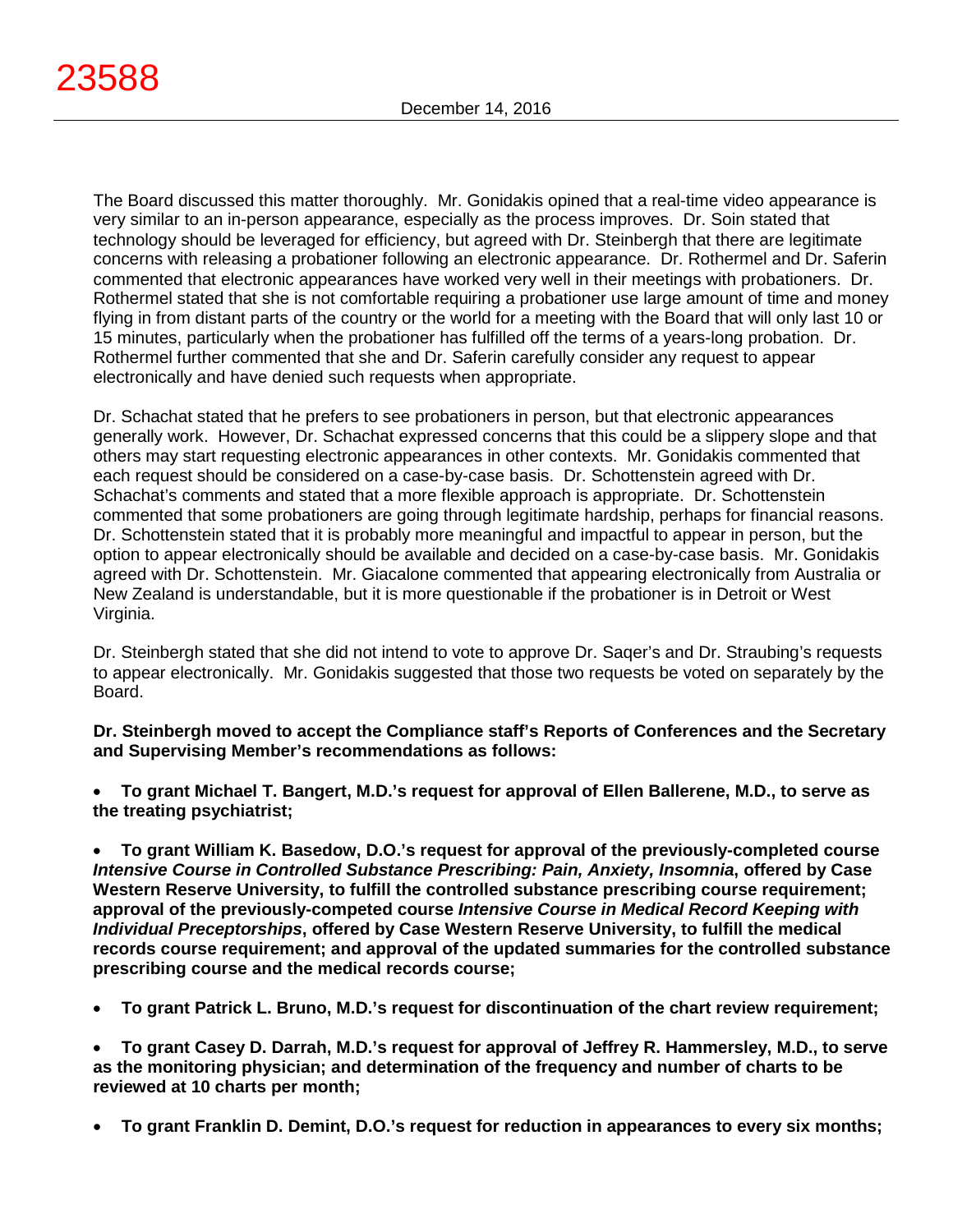The Board discussed this matter thoroughly. Mr. Gonidakis opined that a real-time video appearance is very similar to an in-person appearance, especially as the process improves. Dr. Soin stated that technology should be leveraged for efficiency, but agreed with Dr. Steinbergh that there are legitimate concerns with releasing a probationer following an electronic appearance. Dr. Rothermel and Dr. Saferin commented that electronic appearances have worked very well in their meetings with probationers. Dr. Rothermel stated that she is not comfortable requiring a probationer use large amount of time and money flying in from distant parts of the country or the world for a meeting with the Board that will only last 10 or 15 minutes, particularly when the probationer has fulfilled off the terms of a years-long probation. Dr. Rothermel further commented that she and Dr. Saferin carefully consider any request to appear electronically and have denied such requests when appropriate.

Dr. Schachat stated that he prefers to see probationers in person, but that electronic appearances generally work. However, Dr. Schachat expressed concerns that this could be a slippery slope and that others may start requesting electronic appearances in other contexts. Mr. Gonidakis commented that each request should be considered on a case-by-case basis. Dr. Schottenstein agreed with Dr. Schachat's comments and stated that a more flexible approach is appropriate. Dr. Schottenstein commented that some probationers are going through legitimate hardship, perhaps for financial reasons. Dr. Schottenstein stated that it is probably more meaningful and impactful to appear in person, but the option to appear electronically should be available and decided on a case-by-case basis. Mr. Gonidakis agreed with Dr. Schottenstein. Mr. Giacalone commented that appearing electronically from Australia or New Zealand is understandable, but it is more questionable if the probationer is in Detroit or West Virginia.

Dr. Steinbergh stated that she did not intend to vote to approve Dr. Saqer's and Dr. Straubing's requests to appear electronically. Mr. Gonidakis suggested that those two requests be voted on separately by the Board.

**Dr. Steinbergh moved to accept the Compliance staff's Reports of Conferences and the Secretary and Supervising Member's recommendations as follows:**

- **To grant Michael T. Bangert, M.D.'s request for approval of Ellen Ballerene, M.D., to serve as the treating psychiatrist;**

- **To grant William K. Basedow, D.O.'s request for approval of the previously-completed course *Intensive Course in Controlled Substance Prescribing: Pain, Anxiety, Insomnia*, offered by Case Western Reserve University, to fulfill the controlled substance prescribing course requirement; approval of the previously-competed course *Intensive Course in Medical Record Keeping with Individual Preceptorships*, offered by Case Western Reserve University, to fulfill the medical records course requirement; and approval of the updated summaries for the controlled substance prescribing course and the medical records course;**

- **To grant Patrick L. Bruno, M.D.'s request for discontinuation of the chart review requirement;**

- **To grant Casey D. Darrah, M.D.'s request for approval of Jeffrey R. Hammersley, M.D., to serve as the monitoring physician; and determination of the frequency and number of charts to be reviewed at 10 charts per month;**

- **To grant Franklin D. Demint, D.O.'s request for reduction in appearances to every six months;**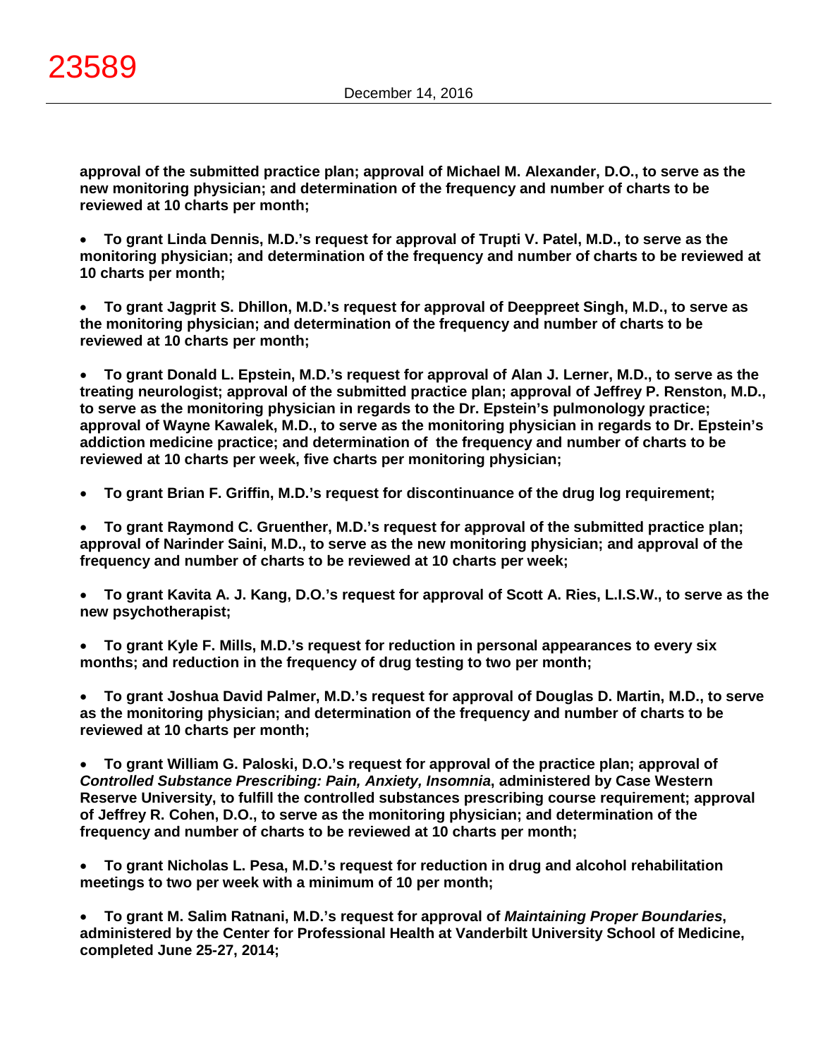**approval of the submitted practice plan; approval of Michael M. Alexander, D.O., to serve as the new monitoring physician; and determination of the frequency and number of charts to be reviewed at 10 charts per month;**

- **To grant Linda Dennis, M.D.'s request for approval of Trupti V. Patel, M.D., to serve as the monitoring physician; and determination of the frequency and number of charts to be reviewed at 10 charts per month;**

- **To grant Jagprit S. Dhillon, M.D.'s request for approval of Deeppreet Singh, M.D., to serve as the monitoring physician; and determination of the frequency and number of charts to be reviewed at 10 charts per month;**

- **To grant Donald L. Epstein, M.D.'s request for approval of Alan J. Lerner, M.D., to serve as the treating neurologist; approval of the submitted practice plan; approval of Jeffrey P. Renston, M.D., to serve as the monitoring physician in regards to the Dr. Epstein's pulmonology practice; approval of Wayne Kawalek, M.D., to serve as the monitoring physician in regards to Dr. Epstein's addiction medicine practice; and determination of the frequency and number of charts to be reviewed at 10 charts per week, five charts per monitoring physician;**

- **To grant Brian F. Griffin, M.D.'s request for discontinuance of the drug log requirement;**

- **To grant Raymond C. Gruenther, M.D.'s request for approval of the submitted practice plan; approval of Narinder Saini, M.D., to serve as the new monitoring physician; and approval of the frequency and number of charts to be reviewed at 10 charts per week;**

- **To grant Kavita A. J. Kang, D.O.'s request for approval of Scott A. Ries, L.I.S.W., to serve as the new psychotherapist;**

- **To grant Kyle F. Mills, M.D.'s request for reduction in personal appearances to every six months; and reduction in the frequency of drug testing to two per month;**

- **To grant Joshua David Palmer, M.D.'s request for approval of Douglas D. Martin, M.D., to serve as the monitoring physician; and determination of the frequency and number of charts to be reviewed at 10 charts per month;**

- **To grant William G. Paloski, D.O.'s request for approval of the practice plan; approval of *Controlled Substance Prescribing: Pain, Anxiety, Insomnia*, administered by Case Western Reserve University, to fulfill the controlled substances prescribing course requirement; approval of Jeffrey R. Cohen, D.O., to serve as the monitoring physician; and determination of the frequency and number of charts to be reviewed at 10 charts per month;**

- **To grant Nicholas L. Pesa, M.D.'s request for reduction in drug and alcohol rehabilitation meetings to two per week with a minimum of 10 per month;**

- **To grant M. Salim Ratnani, M.D.'s request for approval of *Maintaining Proper Boundaries*, administered by the Center for Professional Health at Vanderbilt University School of Medicine, completed June 25-27, 2014;**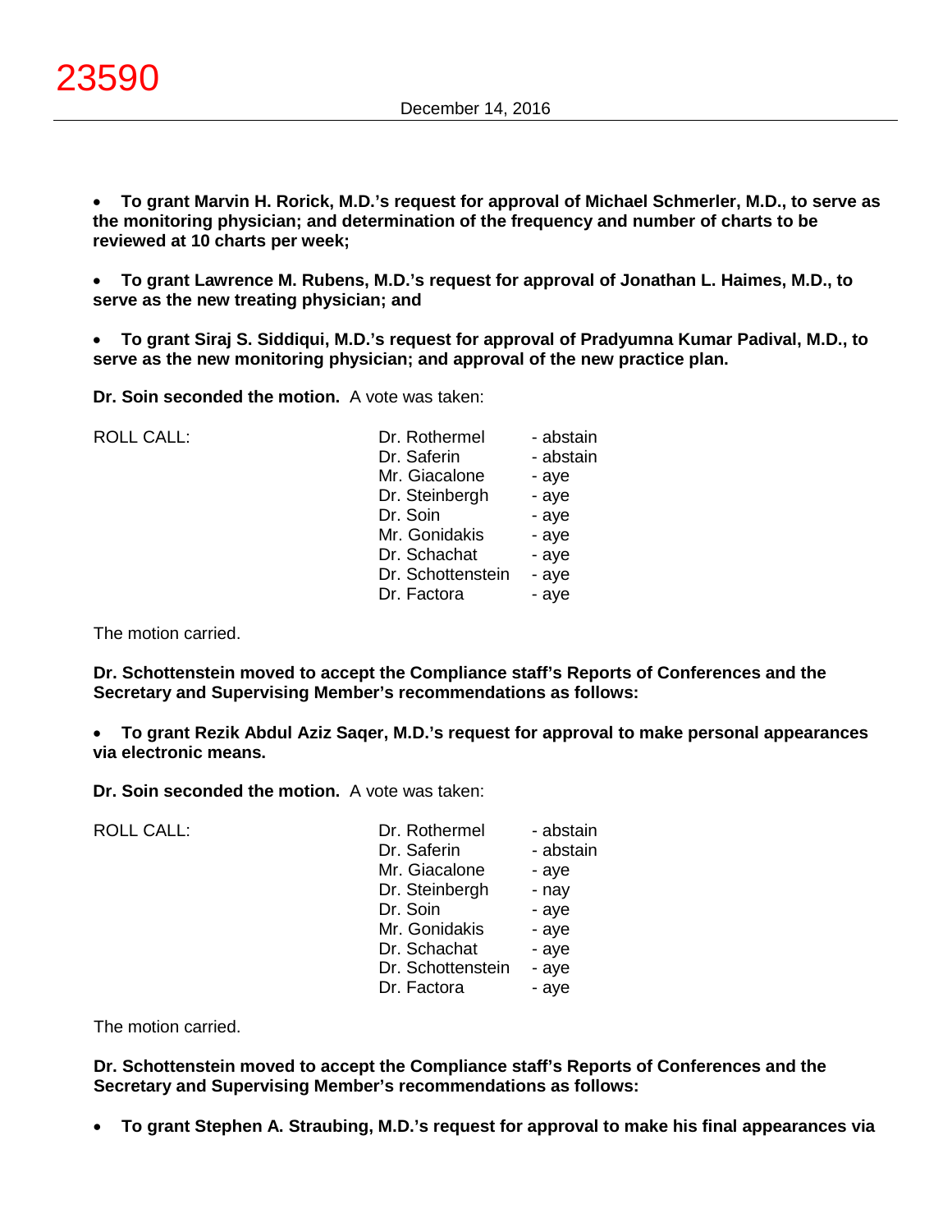- **To grant Marvin H. Rorick, M.D.'s request for approval of Michael Schmerler, M.D., to serve as the monitoring physician; and determination of the frequency and number of charts to be reviewed at 10 charts per week;**

- **To grant Lawrence M. Rubens, M.D.'s request for approval of Jonathan L. Haimes, M.D., to serve as the new treating physician; and**

- **To grant Siraj S. Siddiqui, M.D.'s request for approval of Pradyumna Kumar Padival, M.D., to serve as the new monitoring physician; and approval of the new practice plan.**

**Dr. Soin seconded the motion.** A vote was taken:

| ROLL CALL: | | |
|---|---|---|
| | Dr. Rothermel | - abstain |
| | Dr. Saferin | - abstain |
| | Mr. Giacalone | - aye |
| | Dr. Steinbergh | - aye |
| | Dr. Soin | - aye |
| | Mr. Gonidakis | - aye |
| | Dr. Schachat | - aye |
| | Dr. Schottenstein | - aye |
| | Dr. Factora | - aye |

The motion carried.

**Dr. Schottenstein moved to accept the Compliance staff's Reports of Conferences and the Secretary and Supervising Member's recommendations as follows:**

- **To grant Rezik Abdul Aziz Saqer, M.D.'s request for approval to make personal appearances via electronic means.**

**Dr. Soin seconded the motion.** A vote was taken:

| ROLL CALL: | | |
|---|---|---|
| | Dr. Rothermel | - abstain |
| | Dr. Saferin | - abstain |
| | Mr. Giacalone | - aye |
| | Dr. Steinbergh | - nay |
| | Dr. Soin | - aye |
| | Mr. Gonidakis | - aye |
| | Dr. Schachat | - aye |
| | Dr. Schottenstein | - aye |
| | Dr. Factora | - aye |

The motion carried.

**Dr. Schottenstein moved to accept the Compliance staff's Reports of Conferences and the Secretary and Supervising Member's recommendations as follows:**

- **To grant Stephen A. Straubing, M.D.'s request for approval to make his final appearances via**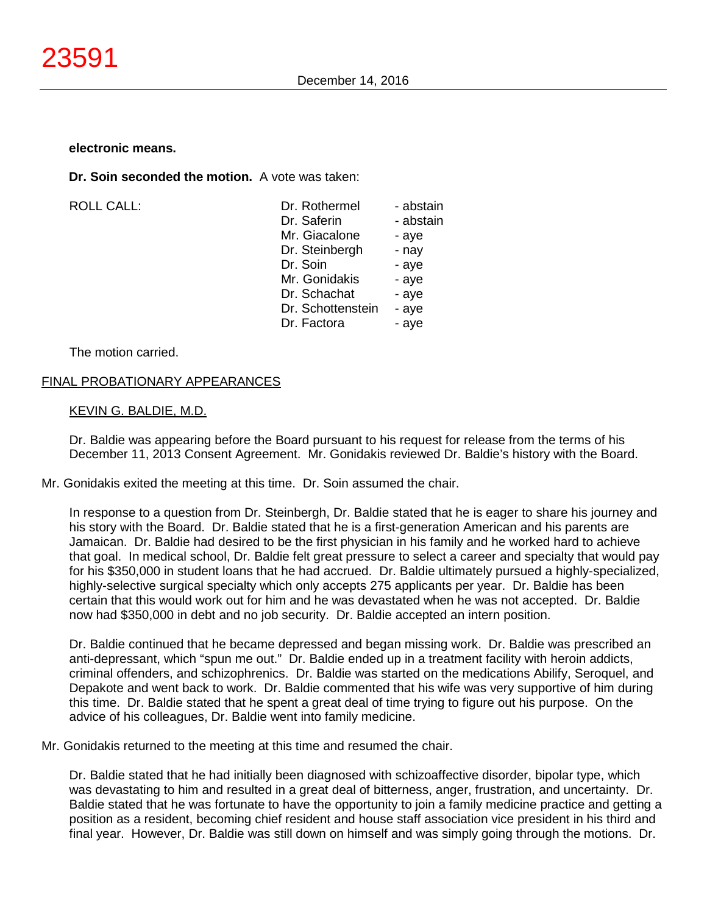**electronic means.**

**Dr. Soin seconded the motion.** A vote was taken:

| ROLL CALL: | | |
|---|---|---|
| | Dr. Rothermel | - abstain |
| | Dr. Saferin | - abstain |
| | Mr. Giacalone | - aye |
| | Dr. Steinbergh | - nay |
| | Dr. Soin | - aye |
| | Mr. Gonidakis | - aye |
| | Dr. Schachat | - aye |
| | Dr. Schottenstein | - aye |
| | Dr. Factora | - aye |

The motion carried.

## FINAL PROBATIONARY APPEARANCES

### KEVIN G. BALDIE, M.D.

Dr. Baldie was appearing before the Board pursuant to his request for release from the terms of his December 11, 2013 Consent Agreement. Mr. Gonidakis reviewed Dr. Baldie's history with the Board.

Mr. Gonidakis exited the meeting at this time. Dr. Soin assumed the chair.

In response to a question from Dr. Steinbergh, Dr. Baldie stated that he is eager to share his journey and his story with the Board. Dr. Baldie stated that he is a first-generation American and his parents are Jamaican. Dr. Baldie had desired to be the first physician in his family and he worked hard to achieve that goal. In medical school, Dr. Baldie felt great pressure to select a career and specialty that would pay for his $350,000 in student loans that he had accrued. Dr. Baldie ultimately pursued a highly-specialized, highly-selective surgical specialty which only accepts 275 applicants per year. Dr. Baldie has been certain that this would work out for him and he was devastated when he was not accepted. Dr. Baldie now had $350,000 in debt and no job security. Dr. Baldie accepted an intern position.

Dr. Baldie continued that he became depressed and began missing work. Dr. Baldie was prescribed an anti-depressant, which "spun me out." Dr. Baldie ended up in a treatment facility with heroin addicts, criminal offenders, and schizophrenics. Dr. Baldie was started on the medications Abilify, Seroquel, and Depakote and went back to work. Dr. Baldie commented that his wife was very supportive of him during this time. Dr. Baldie stated that he spent a great deal of time trying to figure out his purpose. On the advice of his colleagues, Dr. Baldie went into family medicine.

Mr. Gonidakis returned to the meeting at this time and resumed the chair.

Dr. Baldie stated that he had initially been diagnosed with schizoaffective disorder, bipolar type, which was devastating to him and resulted in a great deal of bitterness, anger, frustration, and uncertainty. Dr. Baldie stated that he was fortunate to have the opportunity to join a family medicine practice and getting a position as a resident, becoming chief resident and house staff association vice president in his third and final year. However, Dr. Baldie was still down on himself and was simply going through the motions. Dr.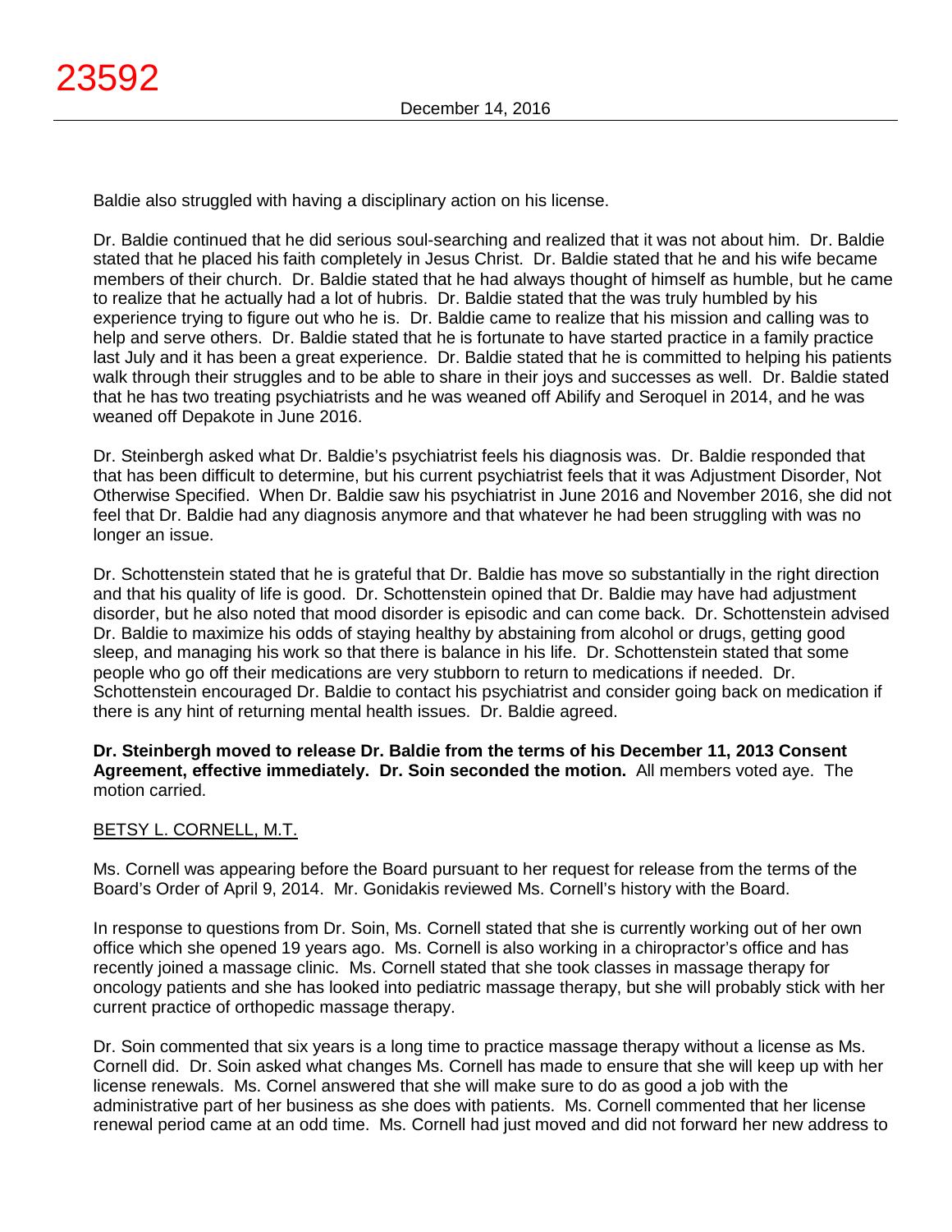Baldie also struggled with having a disciplinary action on his license.

Dr. Baldie continued that he did serious soul-searching and realized that it was not about him. Dr. Baldie stated that he placed his faith completely in Jesus Christ. Dr. Baldie stated that he and his wife became members of their church. Dr. Baldie stated that he had always thought of himself as humble, but he came to realize that he actually had a lot of hubris. Dr. Baldie stated that the was truly humbled by his experience trying to figure out who he is. Dr. Baldie came to realize that his mission and calling was to help and serve others. Dr. Baldie stated that he is fortunate to have started practice in a family practice last July and it has been a great experience. Dr. Baldie stated that he is committed to helping his patients walk through their struggles and to be able to share in their joys and successes as well. Dr. Baldie stated that he has two treating psychiatrists and he was weaned off Abilify and Seroquel in 2014, and he was weaned off Depakote in June 2016.

Dr. Steinbergh asked what Dr. Baldie's psychiatrist feels his diagnosis was. Dr. Baldie responded that that has been difficult to determine, but his current psychiatrist feels that it was Adjustment Disorder, Not Otherwise Specified. When Dr. Baldie saw his psychiatrist in June 2016 and November 2016, she did not feel that Dr. Baldie had any diagnosis anymore and that whatever he had been struggling with was no longer an issue.

Dr. Schottenstein stated that he is grateful that Dr. Baldie has move so substantially in the right direction and that his quality of life is good. Dr. Schottenstein opined that Dr. Baldie may have had adjustment disorder, but he also noted that mood disorder is episodic and can come back. Dr. Schottenstein advised Dr. Baldie to maximize his odds of staying healthy by abstaining from alcohol or drugs, getting good sleep, and managing his work so that there is balance in his life. Dr. Schottenstein stated that some people who go off their medications are very stubborn to return to medications if needed. Dr. Schottenstein encouraged Dr. Baldie to contact his psychiatrist and consider going back on medication if there is any hint of returning mental health issues. Dr. Baldie agreed.

**Dr. Steinbergh moved to release Dr. Baldie from the terms of his December 11, 2013 Consent Agreement, effective immediately. Dr. Soin seconded the motion.** All members voted aye. The motion carried.

BETSY L. CORNELL, M.T.

Ms. Cornell was appearing before the Board pursuant to her request for release from the terms of the Board's Order of April 9, 2014. Mr. Gonidakis reviewed Ms. Cornell's history with the Board.

In response to questions from Dr. Soin, Ms. Cornell stated that she is currently working out of her own office which she opened 19 years ago. Ms. Cornell is also working in a chiropractor's office and has recently joined a massage clinic. Ms. Cornell stated that she took classes in massage therapy for oncology patients and she has looked into pediatric massage therapy, but she will probably stick with her current practice of orthopedic massage therapy.

Dr. Soin commented that six years is a long time to practice massage therapy without a license as Ms. Cornell did. Dr. Soin asked what changes Ms. Cornell has made to ensure that she will keep up with her license renewals. Ms. Cornel answered that she will make sure to do as good a job with the administrative part of her business as she does with patients. Ms. Cornell commented that her license renewal period came at an odd time. Ms. Cornell had just moved and did not forward her new address to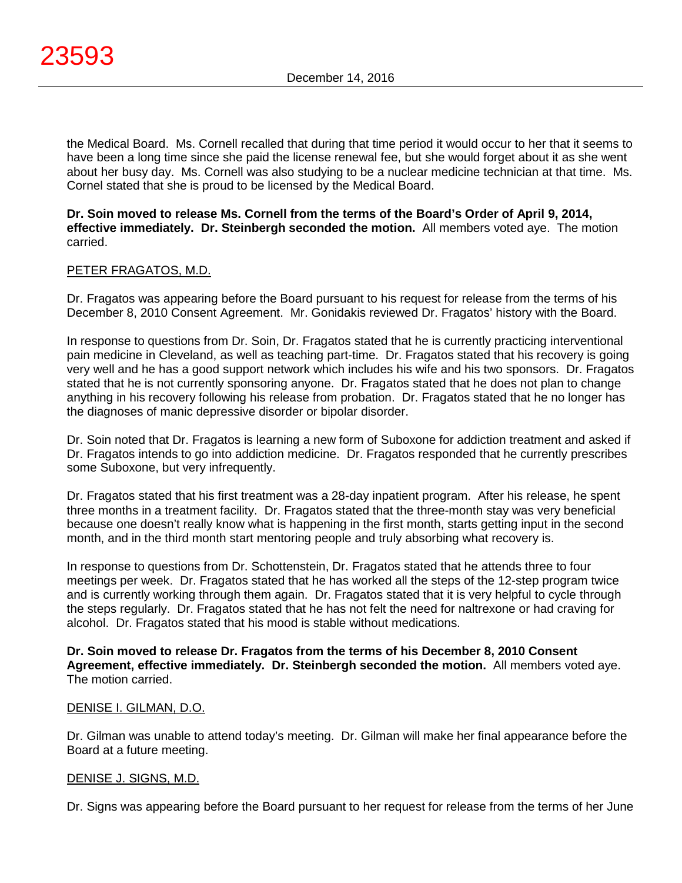the Medical Board. Ms. Cornell recalled that during that time period it would occur to her that it seems to have been a long time since she paid the license renewal fee, but she would forget about it as she went about her busy day. Ms. Cornell was also studying to be a nuclear medicine technician at that time. Ms. Cornel stated that she is proud to be licensed by the Medical Board.

**Dr. Soin moved to release Ms. Cornell from the terms of the Board's Order of April 9, 2014, effective immediately. Dr. Steinbergh seconded the motion.** All members voted aye. The motion carried.

PETER FRAGATOS, M.D.

Dr. Fragatos was appearing before the Board pursuant to his request for release from the terms of his December 8, 2010 Consent Agreement. Mr. Gonidakis reviewed Dr. Fragatos' history with the Board.

In response to questions from Dr. Soin, Dr. Fragatos stated that he is currently practicing interventional pain medicine in Cleveland, as well as teaching part-time. Dr. Fragatos stated that his recovery is going very well and he has a good support network which includes his wife and his two sponsors. Dr. Fragatos stated that he is not currently sponsoring anyone. Dr. Fragatos stated that he does not plan to change anything in his recovery following his release from probation. Dr. Fragatos stated that he no longer has the diagnoses of manic depressive disorder or bipolar disorder.

Dr. Soin noted that Dr. Fragatos is learning a new form of Suboxone for addiction treatment and asked if Dr. Fragatos intends to go into addiction medicine. Dr. Fragatos responded that he currently prescribes some Suboxone, but very infrequently.

Dr. Fragatos stated that his first treatment was a 28-day inpatient program. After his release, he spent three months in a treatment facility. Dr. Fragatos stated that the three-month stay was very beneficial because one doesn't really know what is happening in the first month, starts getting input in the second month, and in the third month start mentoring people and truly absorbing what recovery is.

In response to questions from Dr. Schottenstein, Dr. Fragatos stated that he attends three to four meetings per week. Dr. Fragatos stated that he has worked all the steps of the 12-step program twice and is currently working through them again. Dr. Fragatos stated that it is very helpful to cycle through the steps regularly. Dr. Fragatos stated that he has not felt the need for naltrexone or had craving for alcohol. Dr. Fragatos stated that his mood is stable without medications.

**Dr. Soin moved to release Dr. Fragatos from the terms of his December 8, 2010 Consent Agreement, effective immediately. Dr. Steinbergh seconded the motion.** All members voted aye. The motion carried.

DENISE I. GILMAN, D.O.

Dr. Gilman was unable to attend today's meeting. Dr. Gilman will make her final appearance before the Board at a future meeting.

DENISE J. SIGNS, M.D.

Dr. Signs was appearing before the Board pursuant to her request for release from the terms of her June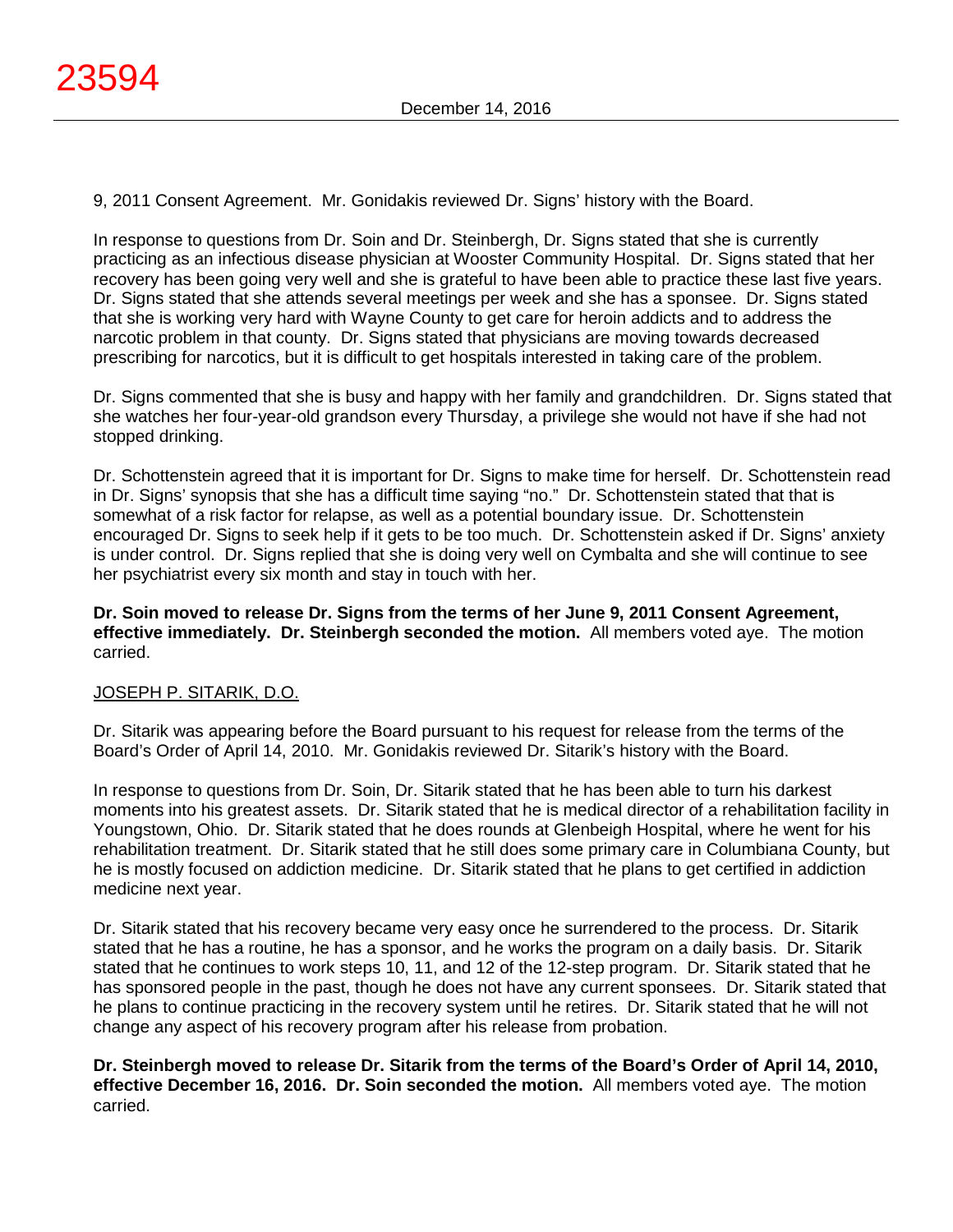9, 2011 Consent Agreement. Mr. Gonidakis reviewed Dr. Signs' history with the Board.

In response to questions from Dr. Soin and Dr. Steinbergh, Dr. Signs stated that she is currently practicing as an infectious disease physician at Wooster Community Hospital. Dr. Signs stated that her recovery has been going very well and she is grateful to have been able to practice these last five years. Dr. Signs stated that she attends several meetings per week and she has a sponsee. Dr. Signs stated that she is working very hard with Wayne County to get care for heroin addicts and to address the narcotic problem in that county. Dr. Signs stated that physicians are moving towards decreased prescribing for narcotics, but it is difficult to get hospitals interested in taking care of the problem.

Dr. Signs commented that she is busy and happy with her family and grandchildren. Dr. Signs stated that she watches her four-year-old grandson every Thursday, a privilege she would not have if she had not stopped drinking.

Dr. Schottenstein agreed that it is important for Dr. Signs to make time for herself. Dr. Schottenstein read in Dr. Signs' synopsis that she has a difficult time saying "no." Dr. Schottenstein stated that that is somewhat of a risk factor for relapse, as well as a potential boundary issue. Dr. Schottenstein encouraged Dr. Signs to seek help if it gets to be too much. Dr. Schottenstein asked if Dr. Signs' anxiety is under control. Dr. Signs replied that she is doing very well on Cymbalta and she will continue to see her psychiatrist every six month and stay in touch with her.

**Dr. Soin moved to release Dr. Signs from the terms of her June 9, 2011 Consent Agreement, effective immediately. Dr. Steinbergh seconded the motion.** All members voted aye. The motion carried.

JOSEPH P. SITARIK, D.O.

Dr. Sitarik was appearing before the Board pursuant to his request for release from the terms of the Board's Order of April 14, 2010. Mr. Gonidakis reviewed Dr. Sitarik's history with the Board.

In response to questions from Dr. Soin, Dr. Sitarik stated that he has been able to turn his darkest moments into his greatest assets. Dr. Sitarik stated that he is medical director of a rehabilitation facility in Youngstown, Ohio. Dr. Sitarik stated that he does rounds at Glenbeigh Hospital, where he went for his rehabilitation treatment. Dr. Sitarik stated that he still does some primary care in Columbiana County, but he is mostly focused on addiction medicine. Dr. Sitarik stated that he plans to get certified in addiction medicine next year.

Dr. Sitarik stated that his recovery became very easy once he surrendered to the process. Dr. Sitarik stated that he has a routine, he has a sponsor, and he works the program on a daily basis. Dr. Sitarik stated that he continues to work steps 10, 11, and 12 of the 12-step program. Dr. Sitarik stated that he has sponsored people in the past, though he does not have any current sponsees. Dr. Sitarik stated that he plans to continue practicing in the recovery system until he retires. Dr. Sitarik stated that he will not change any aspect of his recovery program after his release from probation.

**Dr. Steinbergh moved to release Dr. Sitarik from the terms of the Board's Order of April 14, 2010, effective December 16, 2016. Dr. Soin seconded the motion.** All members voted aye. The motion carried.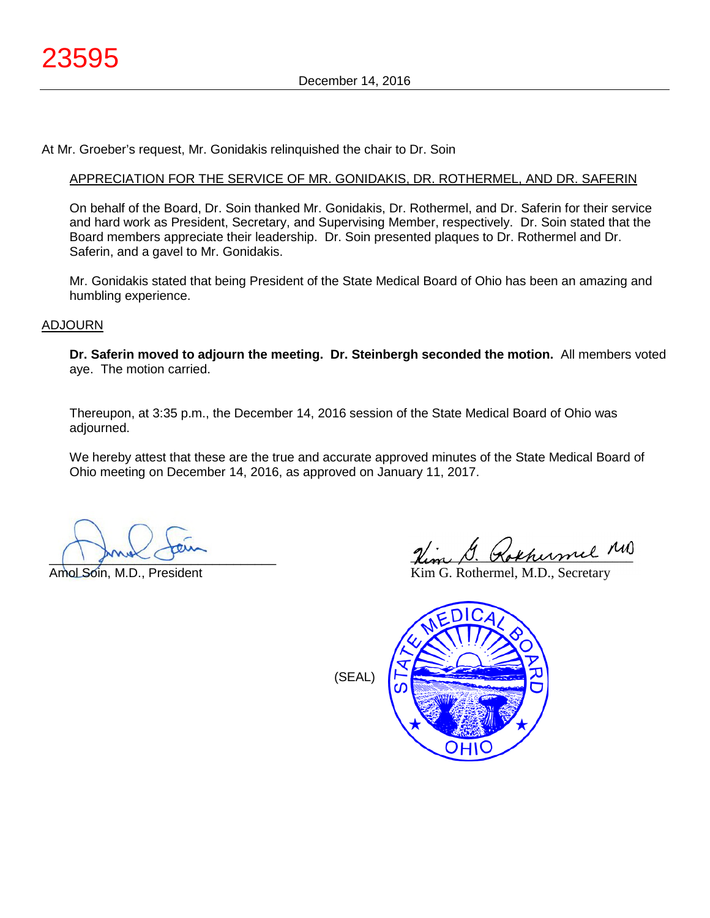At Mr. Groeber's request, Mr. Gonidakis relinquished the chair to Dr. Soin

APPRECIATION FOR THE SERVICE OF MR. GONIDAKIS, DR. ROTHERMEL, AND DR. SAFERIN

On behalf of the Board, Dr. Soin thanked Mr. Gonidakis, Dr. Rothermel, and Dr. Saferin for their service and hard work as President, Secretary, and Supervising Member, respectively. Dr. Soin stated that the Board members appreciate their leadership. Dr. Soin presented plaques to Dr. Rothermel and Dr. Saferin, and a gavel to Mr. Gonidakis.

Mr. Gonidakis stated that being President of the State Medical Board of Ohio has been an amazing and humbling experience.

ADJOURN

**Dr. Saferin moved to adjourn the meeting. Dr. Steinbergh seconded the motion.** All members voted aye. The motion carried.

Thereupon, at 3:35 p.m., the December 14, 2016 session of the State Medical Board of Ohio was adjourned.

We hereby attest that these are the true and accurate approved minutes of the State Medical Board of Ohio meeting on December 14, 2016, as approved on January 11, 2017.

Amol Soin, M.D., President

Kim G. Rothermel, M.D., Secretary

(SEAL)

STATE MEDICAL BOARD OHIO